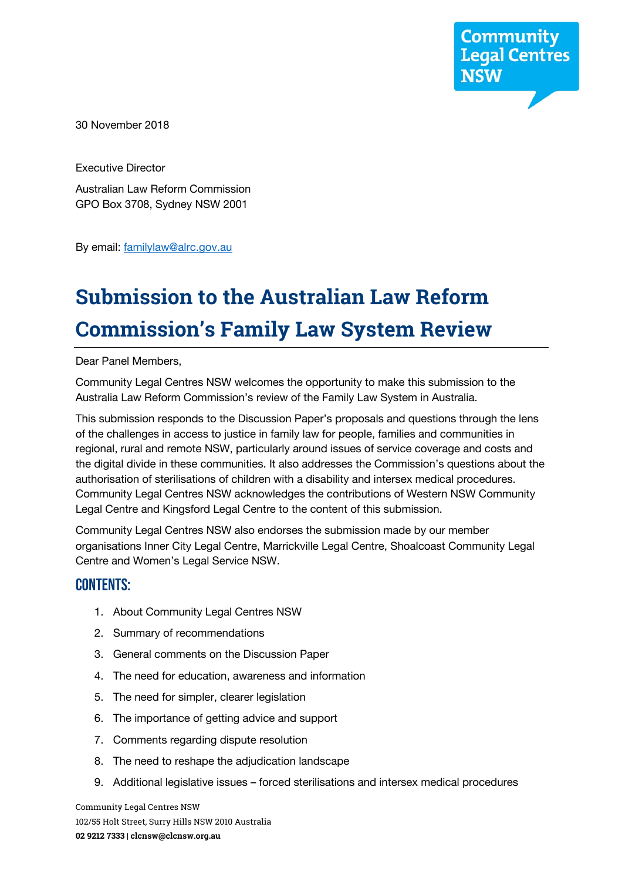30 November 2018

Executive Director

Australian Law Reform Commission
GPO Box 3708, Sydney NSW 2001

By email: familylaw@alrc.gov.au

# Submission to the Australian Law Reform Commission's Family Law System Review

Dear Panel Members,

Community Legal Centres NSW welcomes the opportunity to make this submission to the Australia Law Reform Commission's review of the Family Law System in Australia.

This submission responds to the Discussion Paper's proposals and questions through the lens of the challenges in access to justice in family law for people, families and communities in regional, rural and remote NSW, particularly around issues of service coverage and costs and the digital divide in these communities. It also addresses the Commission's questions about the authorisation of sterilisations of children with a disability and intersex medical procedures. Community Legal Centres NSW acknowledges the contributions of Western NSW Community Legal Centre and Kingsford Legal Centre to the content of this submission.

Community Legal Centres NSW also endorses the submission made by our member organisations Inner City Legal Centre, Marrickville Legal Centre, Shoalcoast Community Legal Centre and Women's Legal Service NSW.

## Contents:

1. About Community Legal Centres NSW
2. Summary of recommendations
3. General comments on the Discussion Paper
4. The need for education, awareness and information
5. The need for simpler, clearer legislation
6. The importance of getting advice and support
7. Comments regarding dispute resolution
8. The need to reshape the adjudication landscape
9. Additional legislative issues – forced sterilisations and intersex medical procedures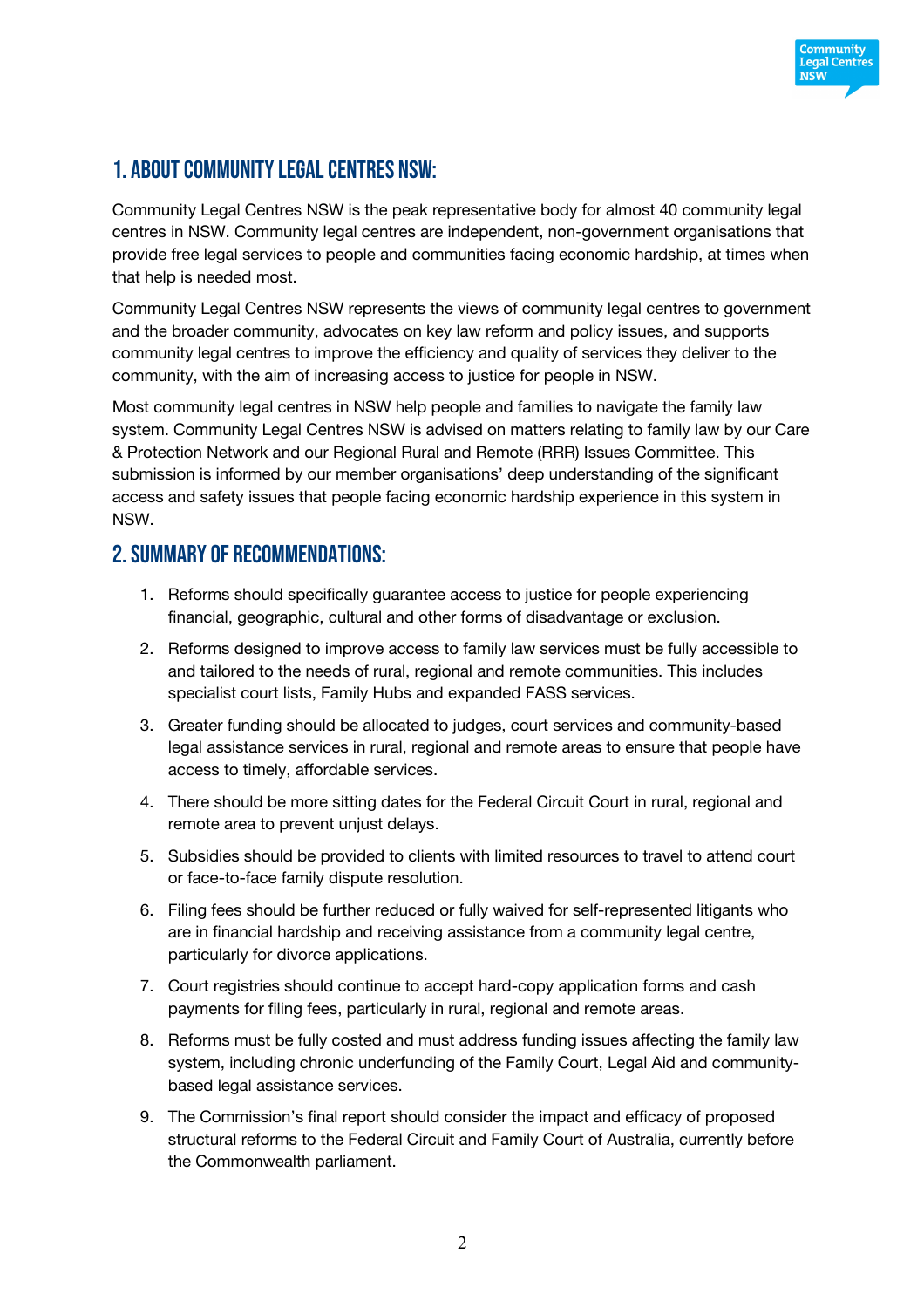## 1. ABOUT COMMUNITY LEGAL CENTRES NSW:

Community Legal Centres NSW is the peak representative body for almost 40 community legal centres in NSW. Community legal centres are independent, non-government organisations that provide free legal services to people and communities facing economic hardship, at times when that help is needed most.

Community Legal Centres NSW represents the views of community legal centres to government and the broader community, advocates on key law reform and policy issues, and supports community legal centres to improve the efficiency and quality of services they deliver to the community, with the aim of increasing access to justice for people in NSW.

Most community legal centres in NSW help people and families to navigate the family law system. Community Legal Centres NSW is advised on matters relating to family law by our Care & Protection Network and our Regional Rural and Remote (RRR) Issues Committee. This submission is informed by our member organisations' deep understanding of the significant access and safety issues that people facing economic hardship experience in this system in NSW.

## 2. SUMMARY OF RECOMMENDATIONS:

1. Reforms should specifically guarantee access to justice for people experiencing financial, geographic, cultural and other forms of disadvantage or exclusion.
2. Reforms designed to improve access to family law services must be fully accessible to and tailored to the needs of rural, regional and remote communities. This includes specialist court lists, Family Hubs and expanded FASS services.
3. Greater funding should be allocated to judges, court services and community-based legal assistance services in rural, regional and remote areas to ensure that people have access to timely, affordable services.
4. There should be more sitting dates for the Federal Circuit Court in rural, regional and remote area to prevent unjust delays.
5. Subsidies should be provided to clients with limited resources to travel to attend court or face-to-face family dispute resolution.
6. Filing fees should be further reduced or fully waived for self-represented litigants who are in financial hardship and receiving assistance from a community legal centre, particularly for divorce applications.
7. Court registries should continue to accept hard-copy application forms and cash payments for filing fees, particularly in rural, regional and remote areas.
8. Reforms must be fully costed and must address funding issues affecting the family law system, including chronic underfunding of the Family Court, Legal Aid and community-based legal assistance services.
9. The Commission's final report should consider the impact and efficacy of proposed structural reforms to the Federal Circuit and Family Court of Australia, currently before the Commonwealth parliament.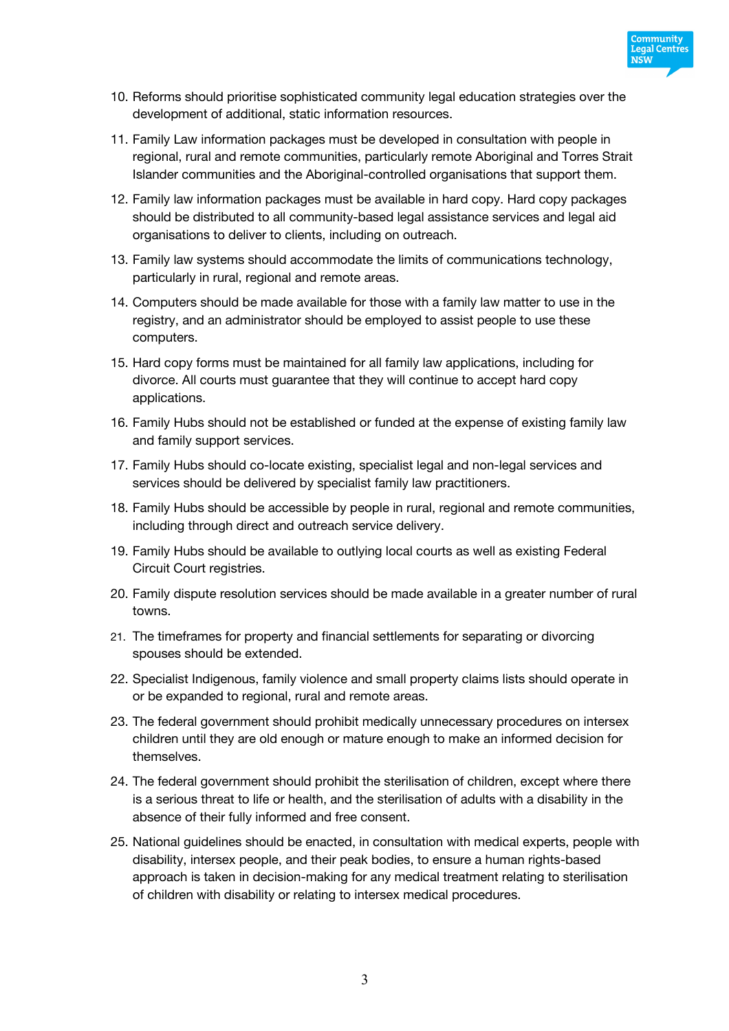10. Reforms should prioritise sophisticated community legal education strategies over the development of additional, static information resources.

11. Family Law information packages must be developed in consultation with people in regional, rural and remote communities, particularly remote Aboriginal and Torres Strait Islander communities and the Aboriginal-controlled organisations that support them.

12. Family law information packages must be available in hard copy. Hard copy packages should be distributed to all community-based legal assistance services and legal aid organisations to deliver to clients, including on outreach.

13. Family law systems should accommodate the limits of communications technology, particularly in rural, regional and remote areas.

14. Computers should be made available for those with a family law matter to use in the registry, and an administrator should be employed to assist people to use these computers.

15. Hard copy forms must be maintained for all family law applications, including for divorce. All courts must guarantee that they will continue to accept hard copy applications.

16. Family Hubs should not be established or funded at the expense of existing family law and family support services.

17. Family Hubs should co-locate existing, specialist legal and non-legal services and services should be delivered by specialist family law practitioners.

18. Family Hubs should be accessible by people in rural, regional and remote communities, including through direct and outreach service delivery.

19. Family Hubs should be available to outlying local courts as well as existing Federal Circuit Court registries.

20. Family dispute resolution services should be made available in a greater number of rural towns.

21. The timeframes for property and financial settlements for separating or divorcing spouses should be extended.

22. Specialist Indigenous, family violence and small property claims lists should operate in or be expanded to regional, rural and remote areas.

23. The federal government should prohibit medically unnecessary procedures on intersex children until they are old enough or mature enough to make an informed decision for themselves.

24. The federal government should prohibit the sterilisation of children, except where there is a serious threat to life or health, and the sterilisation of adults with a disability in the absence of their fully informed and free consent.

25. National guidelines should be enacted, in consultation with medical experts, people with disability, intersex people, and their peak bodies, to ensure a human rights-based approach is taken in decision-making for any medical treatment relating to sterilisation of children with disability or relating to intersex medical procedures.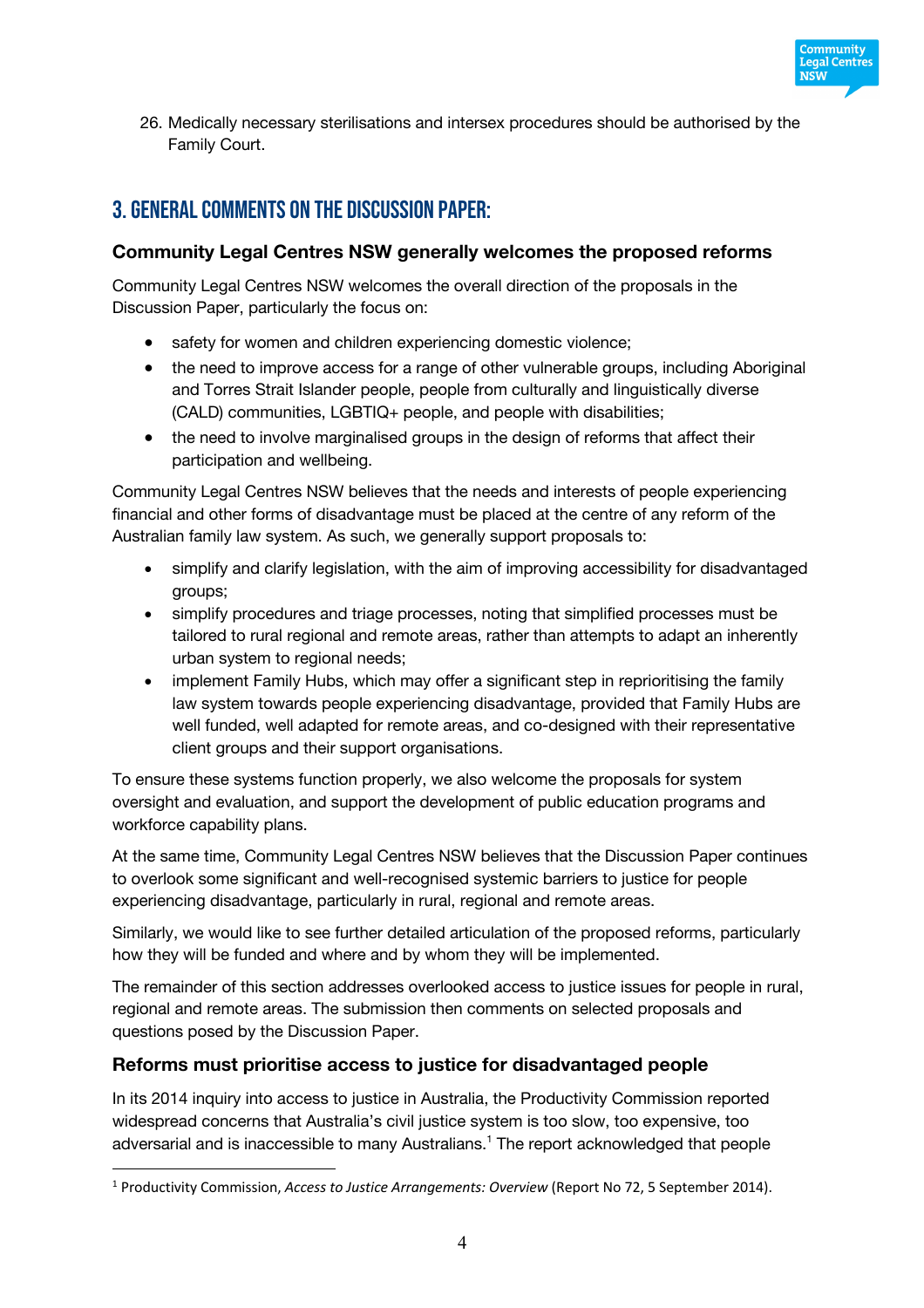26. Medically necessary sterilisations and intersex procedures should be authorised by the Family Court.

## 3. General comments on the Discussion Paper:

### Community Legal Centres NSW generally welcomes the proposed reforms

Community Legal Centres NSW welcomes the overall direction of the proposals in the Discussion Paper, particularly the focus on:

- safety for women and children experiencing domestic violence;
- the need to improve access for a range of other vulnerable groups, including Aboriginal and Torres Strait Islander people, people from culturally and linguistically diverse (CALD) communities, LGBTIQ+ people, and people with disabilities;
- the need to involve marginalised groups in the design of reforms that affect their participation and wellbeing.

Community Legal Centres NSW believes that the needs and interests of people experiencing financial and other forms of disadvantage must be placed at the centre of any reform of the Australian family law system. As such, we generally support proposals to:

- simplify and clarify legislation, with the aim of improving accessibility for disadvantaged groups;
- simplify procedures and triage processes, noting that simplified processes must be tailored to rural regional and remote areas, rather than attempts to adapt an inherently urban system to regional needs;
- implement Family Hubs, which may offer a significant step in reprioritising the family law system towards people experiencing disadvantage, provided that Family Hubs are well funded, well adapted for remote areas, and co-designed with their representative client groups and their support organisations.

To ensure these systems function properly, we also welcome the proposals for system oversight and evaluation, and support the development of public education programs and workforce capability plans.

At the same time, Community Legal Centres NSW believes that the Discussion Paper continues to overlook some significant and well-recognised systemic barriers to justice for people experiencing disadvantage, particularly in rural, regional and remote areas.

Similarly, we would like to see further detailed articulation of the proposed reforms, particularly how they will be funded and where and by whom they will be implemented.

The remainder of this section addresses overlooked access to justice issues for people in rural, regional and remote areas. The submission then comments on selected proposals and questions posed by the Discussion Paper.

### Reforms must prioritise access to justice for disadvantaged people

In its 2014 inquiry into access to justice in Australia, the Productivity Commission reported widespread concerns that Australia's civil justice system is too slow, too expensive, too adversarial and is inaccessible to many Australians.[1] The report acknowledged that people

[1] Productivity Commission, *Access to Justice Arrangements: Overview* (Report No 72, 5 September 2014).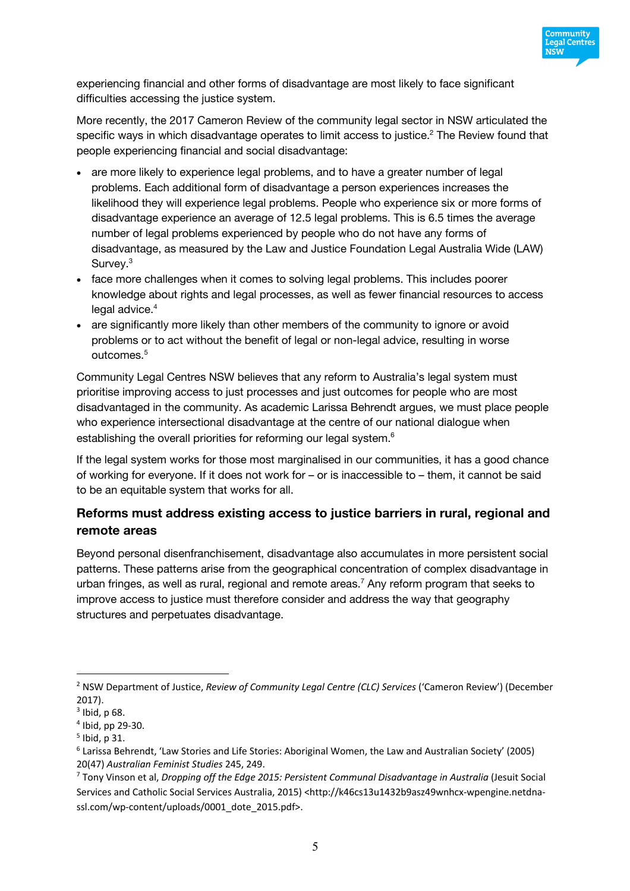experiencing financial and other forms of disadvantage are most likely to face significant difficulties accessing the justice system.

More recently, the 2017 Cameron Review of the community legal sector in NSW articulated the specific ways in which disadvantage operates to limit access to justice.[2] The Review found that people experiencing financial and social disadvantage:

- are more likely to experience legal problems, and to have a greater number of legal problems. Each additional form of disadvantage a person experiences increases the likelihood they will experience legal problems. People who experience six or more forms of disadvantage experience an average of 12.5 legal problems. This is 6.5 times the average number of legal problems experienced by people who do not have any forms of disadvantage, as measured by the Law and Justice Foundation Legal Australia Wide (LAW) Survey.[3]
- face more challenges when it comes to solving legal problems. This includes poorer knowledge about rights and legal processes, as well as fewer financial resources to access legal advice.[4]
- are significantly more likely than other members of the community to ignore or avoid problems or to act without the benefit of legal or non-legal advice, resulting in worse outcomes.[5]

Community Legal Centres NSW believes that any reform to Australia's legal system must prioritise improving access to just processes and just outcomes for people who are most disadvantaged in the community. As academic Larissa Behrendt argues, we must place people who experience intersectional disadvantage at the centre of our national dialogue when establishing the overall priorities for reforming our legal system.[6]

If the legal system works for those most marginalised in our communities, it has a good chance of working for everyone. If it does not work for – or is inaccessible to – them, it cannot be said to be an equitable system that works for all.

### Reforms must address existing access to justice barriers in rural, regional and remote areas

Beyond personal disenfranchisement, disadvantage also accumulates in more persistent social patterns. These patterns arise from the geographical concentration of complex disadvantage in urban fringes, as well as rural, regional and remote areas.[7] Any reform program that seeks to improve access to justice must therefore consider and address the way that geography structures and perpetuates disadvantage.

---

[2] NSW Department of Justice, *Review of Community Legal Centre (CLC) Services* ('Cameron Review') (December 2017).

[3] Ibid, p 68.

[4] Ibid, pp 29-30.

[5] Ibid, p 31.

[6] Larissa Behrendt, 'Law Stories and Life Stories: Aboriginal Women, the Law and Australian Society' (2005) 20(47) *Australian Feminist Studies* 245, 249.

[7] Tony Vinson et al, *Dropping off the Edge 2015: Persistent Communal Disadvantage in Australia* (Jesuit Social Services and Catholic Social Services Australia, 2015) <http://k46cs13u1432b9asz49wnhcx-wpengine.netdna-ssl.com/wp-content/uploads/0001_dote_2015.pdf>.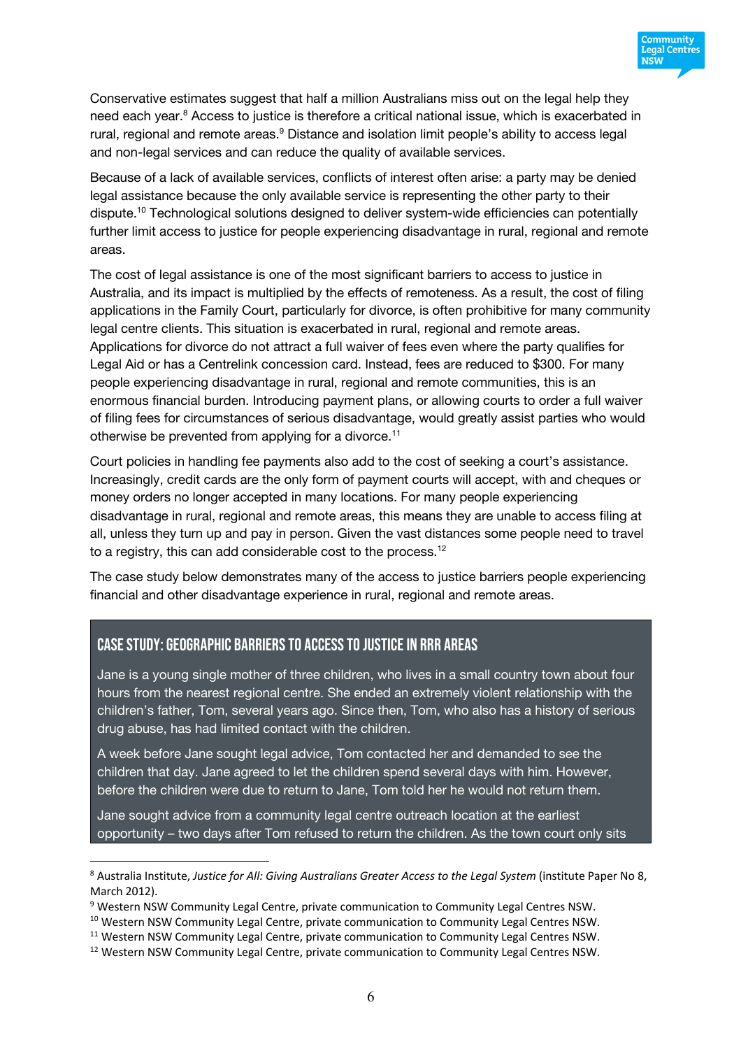Conservative estimates suggest that half a million Australians miss out on the legal help they need each year.[8] Access to justice is therefore a critical national issue, which is exacerbated in rural, regional and remote areas.[9] Distance and isolation limit people's ability to access legal and non-legal services and can reduce the quality of available services.

Because of a lack of available services, conflicts of interest often arise: a party may be denied legal assistance because the only available service is representing the other party to their dispute.[10] Technological solutions designed to deliver system-wide efficiencies can potentially further limit access to justice for people experiencing disadvantage in rural, regional and remote areas.

The cost of legal assistance is one of the most significant barriers to access to justice in Australia, and its impact is multiplied by the effects of remoteness. As a result, the cost of filing applications in the Family Court, particularly for divorce, is often prohibitive for many community legal centre clients. This situation is exacerbated in rural, regional and remote areas. Applications for divorce do not attract a full waiver of fees even where the party qualifies for Legal Aid or has a Centrelink concession card. Instead, fees are reduced to $300. For many people experiencing disadvantage in rural, regional and remote communities, this is an enormous financial burden. Introducing payment plans, or allowing courts to order a full waiver of filing fees for circumstances of serious disadvantage, would greatly assist parties who would otherwise be prevented from applying for a divorce.[11]

Court policies in handling fee payments also add to the cost of seeking a court's assistance. Increasingly, credit cards are the only form of payment courts will accept, with and cheques or money orders no longer accepted in many locations. For many people experiencing disadvantage in rural, regional and remote areas, this means they are unable to access filing at all, unless they turn up and pay in person. Given the vast distances some people need to travel to a registry, this can add considerable cost to the process.[12]

The case study below demonstrates many of the access to justice barriers people experiencing financial and other disadvantage experience in rural, regional and remote areas.

### CASE STUDY: GEOGRAPHIC BARRIERS TO ACCESS TO JUSTICE IN RRR AREAS

Jane is a young single mother of three children, who lives in a small country town about four hours from the nearest regional centre. She ended an extremely violent relationship with the children's father, Tom, several years ago. Since then, Tom, who also has a history of serious drug abuse, has had limited contact with the children.

A week before Jane sought legal advice, Tom contacted her and demanded to see the children that day. Jane agreed to let the children spend several days with him. However, before the children were due to return to Jane, Tom told her he would not return them.

Jane sought advice from a community legal centre outreach location at the earliest opportunity – two days after Tom refused to return the children. As the town court only sits

---

[8] Australia Institute, *Justice for All: Giving Australians Greater Access to the Legal System* (institute Paper No 8, March 2012).

[9] Western NSW Community Legal Centre, private communication to Community Legal Centres NSW.

[10] Western NSW Community Legal Centre, private communication to Community Legal Centres NSW.

[11] Western NSW Community Legal Centre, private communication to Community Legal Centres NSW.

[12] Western NSW Community Legal Centre, private communication to Community Legal Centres NSW.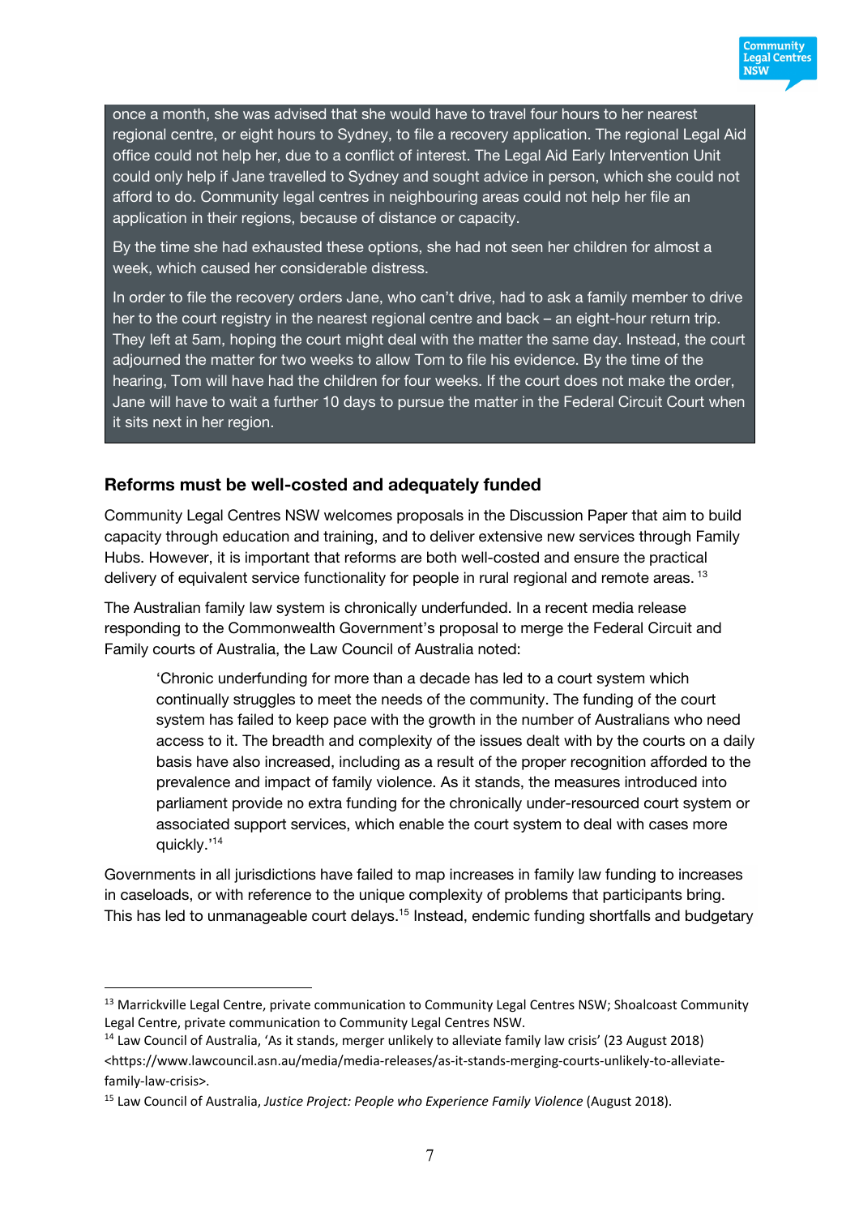once a month, she was advised that she would have to travel four hours to her nearest regional centre, or eight hours to Sydney, to file a recovery application. The regional Legal Aid office could not help her, due to a conflict of interest. The Legal Aid Early Intervention Unit could only help if Jane travelled to Sydney and sought advice in person, which she could not afford to do. Community legal centres in neighbouring areas could not help her file an application in their regions, because of distance or capacity.

By the time she had exhausted these options, she had not seen her children for almost a week, which caused her considerable distress.

In order to file the recovery orders Jane, who can't drive, had to ask a family member to drive her to the court registry in the nearest regional centre and back – an eight-hour return trip. They left at 5am, hoping the court might deal with the matter the same day. Instead, the court adjourned the matter for two weeks to allow Tom to file his evidence. By the time of the hearing, Tom will have had the children for four weeks. If the court does not make the order, Jane will have to wait a further 10 days to pursue the matter in the Federal Circuit Court when it sits next in her region.

### Reforms must be well-costed and adequately funded

Community Legal Centres NSW welcomes proposals in the Discussion Paper that aim to build capacity through education and training, and to deliver extensive new services through Family Hubs. However, it is important that reforms are both well-costed and ensure the practical delivery of equivalent service functionality for people in rural regional and remote areas. [13]

The Australian family law system is chronically underfunded. In a recent media release responding to the Commonwealth Government's proposal to merge the Federal Circuit and Family courts of Australia, the Law Council of Australia noted:

> 'Chronic underfunding for more than a decade has led to a court system which continually struggles to meet the needs of the community. The funding of the court system has failed to keep pace with the growth in the number of Australians who need access to it. The breadth and complexity of the issues dealt with by the courts on a daily basis have also increased, including as a result of the proper recognition afforded to the prevalence and impact of family violence. As it stands, the measures introduced into parliament provide no extra funding for the chronically under-resourced court system or associated support services, which enable the court system to deal with cases more quickly.'[14]

Governments in all jurisdictions have failed to map increases in family law funding to increases in caseloads, or with reference to the unique complexity of problems that participants bring. This has led to unmanageable court delays.[15] Instead, endemic funding shortfalls and budgetary

---

[13] Marrickville Legal Centre, private communication to Community Legal Centres NSW; Shoalcoast Community Legal Centre, private communication to Community Legal Centres NSW.

[14] Law Council of Australia, 'As it stands, merger unlikely to alleviate family law crisis' (23 August 2018) <https://www.lawcouncil.asn.au/media/media-releases/as-it-stands-merging-courts-unlikely-to-alleviate-family-law-crisis>.

[15] Law Council of Australia, *Justice Project: People who Experience Family Violence* (August 2018).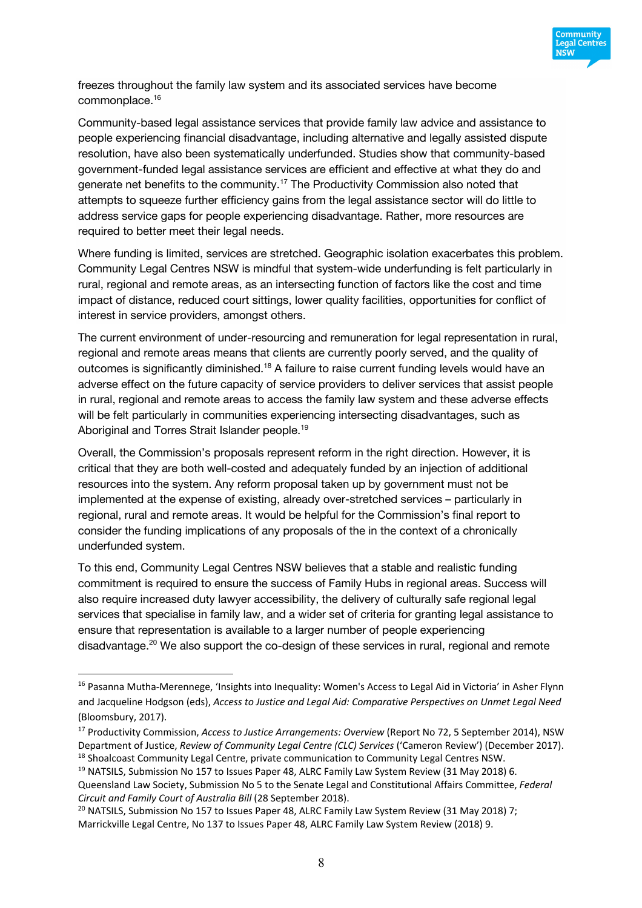freezes throughout the family law system and its associated services have become commonplace.[16]

Community-based legal assistance services that provide family law advice and assistance to people experiencing financial disadvantage, including alternative and legally assisted dispute resolution, have also been systematically underfunded. Studies show that community-based government-funded legal assistance services are efficient and effective at what they do and generate net benefits to the community.[17] The Productivity Commission also noted that attempts to squeeze further efficiency gains from the legal assistance sector will do little to address service gaps for people experiencing disadvantage. Rather, more resources are required to better meet their legal needs.

Where funding is limited, services are stretched. Geographic isolation exacerbates this problem. Community Legal Centres NSW is mindful that system-wide underfunding is felt particularly in rural, regional and remote areas, as an intersecting function of factors like the cost and time impact of distance, reduced court sittings, lower quality facilities, opportunities for conflict of interest in service providers, amongst others.

The current environment of under-resourcing and remuneration for legal representation in rural, regional and remote areas means that clients are currently poorly served, and the quality of outcomes is significantly diminished.[18] A failure to raise current funding levels would have an adverse effect on the future capacity of service providers to deliver services that assist people in rural, regional and remote areas to access the family law system and these adverse effects will be felt particularly in communities experiencing intersecting disadvantages, such as Aboriginal and Torres Strait Islander people.[19]

Overall, the Commission's proposals represent reform in the right direction. However, it is critical that they are both well-costed and adequately funded by an injection of additional resources into the system. Any reform proposal taken up by government must not be implemented at the expense of existing, already over-stretched services – particularly in regional, rural and remote areas. It would be helpful for the Commission's final report to consider the funding implications of any proposals of the in the context of a chronically underfunded system.

To this end, Community Legal Centres NSW believes that a stable and realistic funding commitment is required to ensure the success of Family Hubs in regional areas. Success will also require increased duty lawyer accessibility, the delivery of culturally safe regional legal services that specialise in family law, and a wider set of criteria for granting legal assistance to ensure that representation is available to a larger number of people experiencing disadvantage.[20] We also support the co-design of these services in rural, regional and remote

---

[16] Pasanna Mutha-Merennege, 'Insights into Inequality: Women's Access to Legal Aid in Victoria' in Asher Flynn and Jacqueline Hodgson (eds), *Access to Justice and Legal Aid: Comparative Perspectives on Unmet Legal Need* (Bloomsbury, 2017).

[17] Productivity Commission, *Access to Justice Arrangements: Overview* (Report No 72, 5 September 2014), NSW Department of Justice, *Review of Community Legal Centre (CLC) Services* ('Cameron Review') (December 2017).

[18] Shoalcoast Community Legal Centre, private communication to Community Legal Centres NSW.

[19] NATSILS, Submission No 157 to Issues Paper 48, ALRC Family Law System Review (31 May 2018) 6. Queensland Law Society, Submission No 5 to the Senate Legal and Constitutional Affairs Committee, *Federal Circuit and Family Court of Australia Bill* (28 September 2018).

[20] NATSILS, Submission No 157 to Issues Paper 48, ALRC Family Law System Review (31 May 2018) 7; Marrickville Legal Centre, No 137 to Issues Paper 48, ALRC Family Law System Review (2018) 9.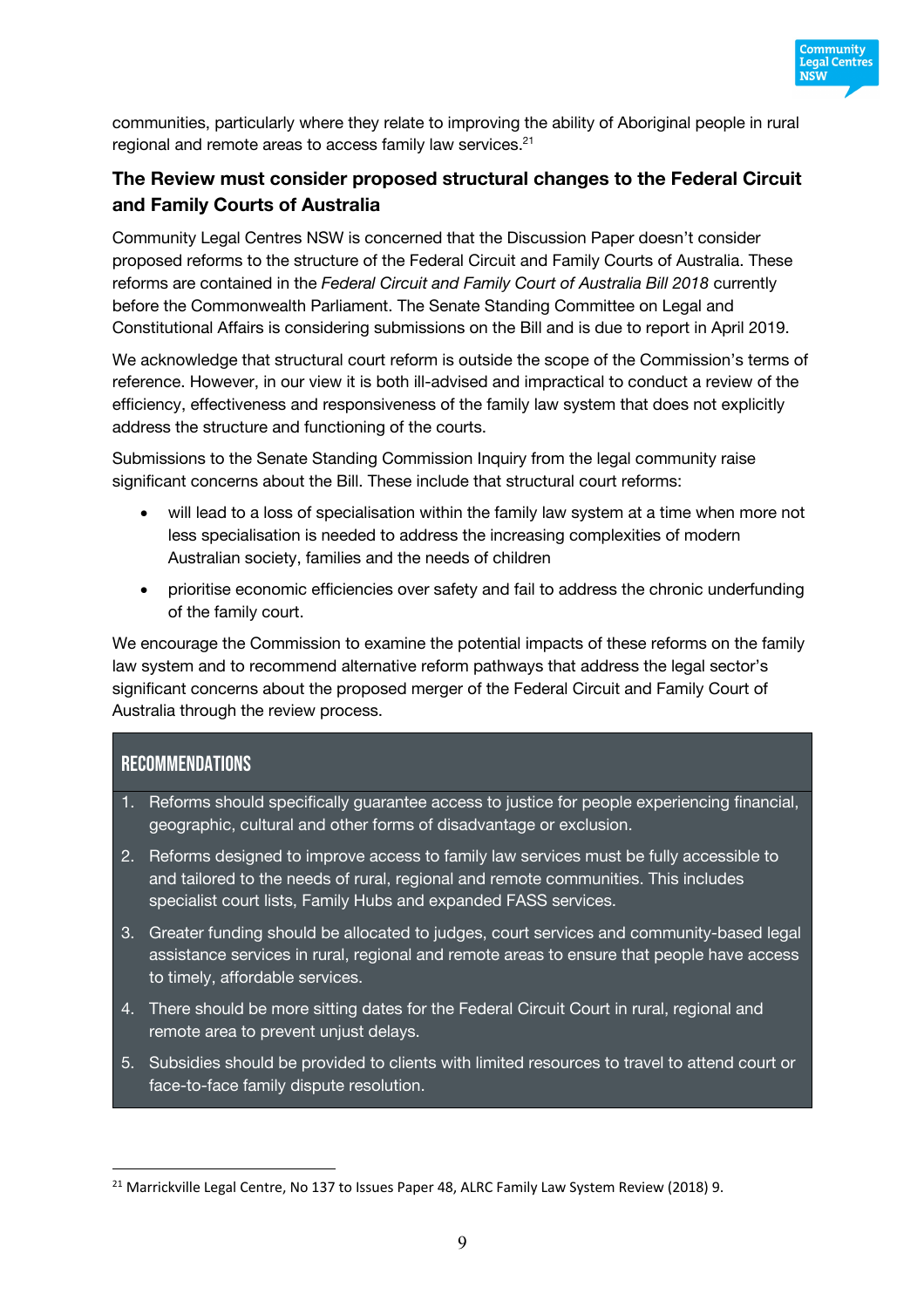communities, particularly where they relate to improving the ability of Aboriginal people in rural regional and remote areas to access family law services.[21]

### The Review must consider proposed structural changes to the Federal Circuit and Family Courts of Australia

Community Legal Centres NSW is concerned that the Discussion Paper doesn't consider proposed reforms to the structure of the Federal Circuit and Family Courts of Australia. These reforms are contained in the *Federal Circuit and Family Court of Australia Bill 2018* currently before the Commonwealth Parliament. The Senate Standing Committee on Legal and Constitutional Affairs is considering submissions on the Bill and is due to report in April 2019.

We acknowledge that structural court reform is outside the scope of the Commission's terms of reference. However, in our view it is both ill-advised and impractical to conduct a review of the efficiency, effectiveness and responsiveness of the family law system that does not explicitly address the structure and functioning of the courts.

Submissions to the Senate Standing Commission Inquiry from the legal community raise significant concerns about the Bill. These include that structural court reforms:

- will lead to a loss of specialisation within the family law system at a time when more not less specialisation is needed to address the increasing complexities of modern Australian society, families and the needs of children
- prioritise economic efficiencies over safety and fail to address the chronic underfunding of the family court.

We encourage the Commission to examine the potential impacts of these reforms on the family law system and to recommend alternative reform pathways that address the legal sector's significant concerns about the proposed merger of the Federal Circuit and Family Court of Australia through the review process.

#### RECOMMENDATIONS

1. Reforms should specifically guarantee access to justice for people experiencing financial, geographic, cultural and other forms of disadvantage or exclusion.
2. Reforms designed to improve access to family law services must be fully accessible to and tailored to the needs of rural, regional and remote communities. This includes specialist court lists, Family Hubs and expanded FASS services.
3. Greater funding should be allocated to judges, court services and community-based legal assistance services in rural, regional and remote areas to ensure that people have access to timely, affordable services.
4. There should be more sitting dates for the Federal Circuit Court in rural, regional and remote area to prevent unjust delays.
5. Subsidies should be provided to clients with limited resources to travel to attend court or face-to-face family dispute resolution.

---

[21] Marrickville Legal Centre, No 137 to Issues Paper 48, ALRC Family Law System Review (2018) 9.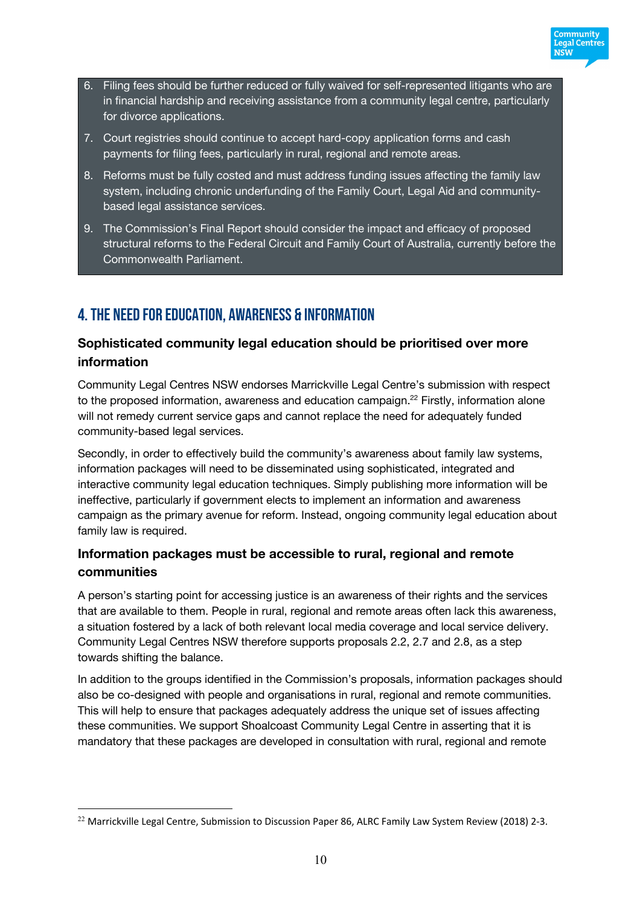6. Filing fees should be further reduced or fully waived for self-represented litigants who are in financial hardship and receiving assistance from a community legal centre, particularly for divorce applications.
7. Court registries should continue to accept hard-copy application forms and cash payments for filing fees, particularly in rural, regional and remote areas.
8. Reforms must be fully costed and must address funding issues affecting the family law system, including chronic underfunding of the Family Court, Legal Aid and community-based legal assistance services.
9. The Commission's Final Report should consider the impact and efficacy of proposed structural reforms to the Federal Circuit and Family Court of Australia, currently before the Commonwealth Parliament.

## 4. THE NEED FOR EDUCATION, AWARENESS & INFORMATION

### Sophisticated community legal education should be prioritised over more information

Community Legal Centres NSW endorses Marrickville Legal Centre's submission with respect to the proposed information, awareness and education campaign.[22] Firstly, information alone will not remedy current service gaps and cannot replace the need for adequately funded community-based legal services.

Secondly, in order to effectively build the community's awareness about family law systems, information packages will need to be disseminated using sophisticated, integrated and interactive community legal education techniques. Simply publishing more information will be ineffective, particularly if government elects to implement an information and awareness campaign as the primary avenue for reform. Instead, ongoing community legal education about family law is required.

### Information packages must be accessible to rural, regional and remote communities

A person's starting point for accessing justice is an awareness of their rights and the services that are available to them. People in rural, regional and remote areas often lack this awareness, a situation fostered by a lack of both relevant local media coverage and local service delivery. Community Legal Centres NSW therefore supports proposals 2.2, 2.7 and 2.8, as a step towards shifting the balance.

In addition to the groups identified in the Commission's proposals, information packages should also be co-designed with people and organisations in rural, regional and remote communities. This will help to ensure that packages adequately address the unique set of issues affecting these communities. We support Shoalcoast Community Legal Centre in asserting that it is mandatory that these packages are developed in consultation with rural, regional and remote

[22] Marrickville Legal Centre, Submission to Discussion Paper 86, ALRC Family Law System Review (2018) 2-3.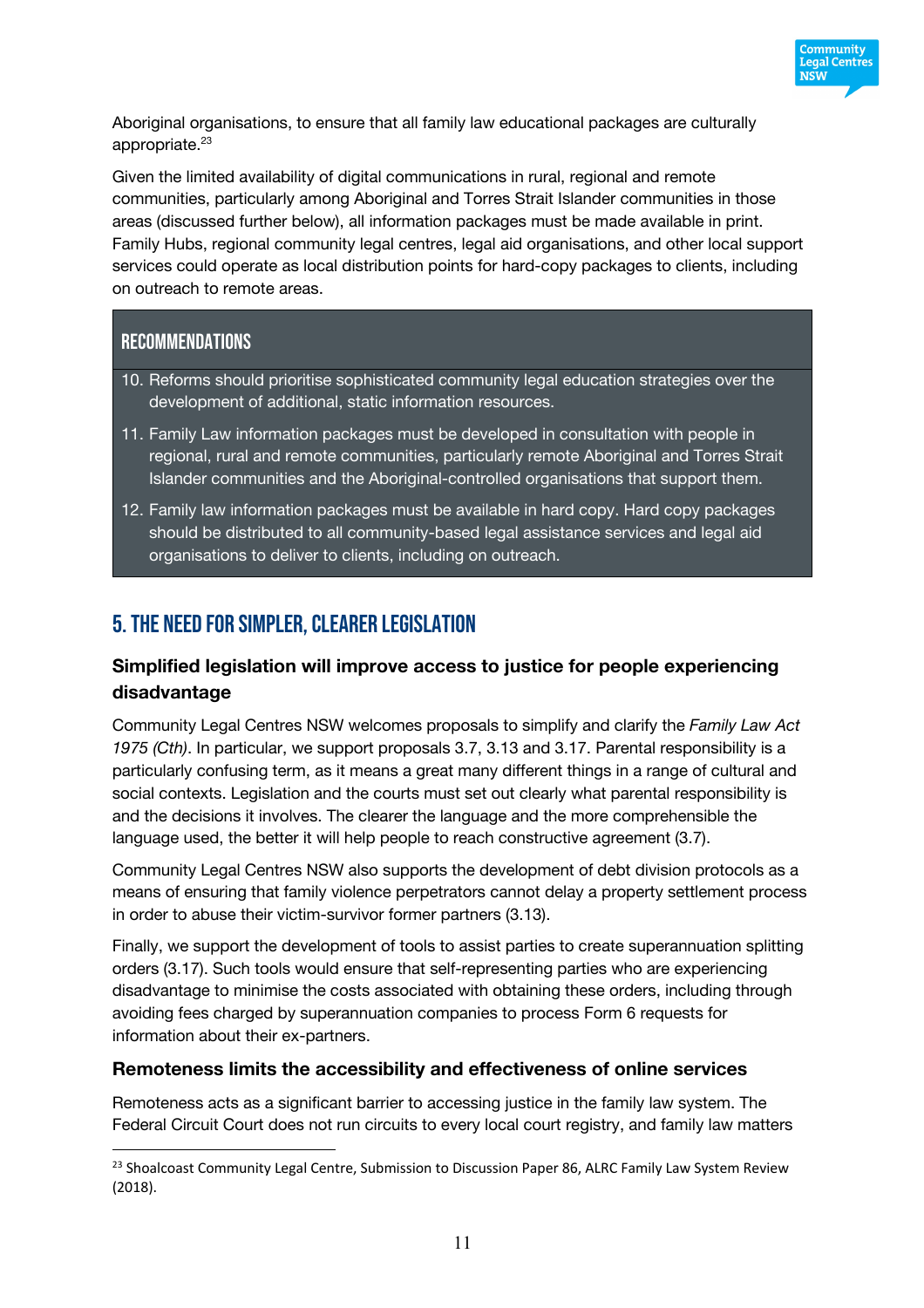Aboriginal organisations, to ensure that all family law educational packages are culturally appropriate.[23]

Given the limited availability of digital communications in rural, regional and remote communities, particularly among Aboriginal and Torres Strait Islander communities in those areas (discussed further below), all information packages must be made available in print. Family Hubs, regional community legal centres, legal aid organisations, and other local support services could operate as local distribution points for hard-copy packages to clients, including on outreach to remote areas.

### RECOMMENDATIONS

10. Reforms should prioritise sophisticated community legal education strategies over the development of additional, static information resources.
11. Family Law information packages must be developed in consultation with people in regional, rural and remote communities, particularly remote Aboriginal and Torres Strait Islander communities and the Aboriginal-controlled organisations that support them.
12. Family law information packages must be available in hard copy. Hard copy packages should be distributed to all community-based legal assistance services and legal aid organisations to deliver to clients, including on outreach.

## 5. THE NEED FOR SIMPLER, CLEARER LEGISLATION

### Simplified legislation will improve access to justice for people experiencing disadvantage

Community Legal Centres NSW welcomes proposals to simplify and clarify the *Family Law Act 1975 (Cth)*. In particular, we support proposals 3.7, 3.13 and 3.17. Parental responsibility is a particularly confusing term, as it means a great many different things in a range of cultural and social contexts. Legislation and the courts must set out clearly what parental responsibility is and the decisions it involves. The clearer the language and the more comprehensible the language used, the better it will help people to reach constructive agreement (3.7).

Community Legal Centres NSW also supports the development of debt division protocols as a means of ensuring that family violence perpetrators cannot delay a property settlement process in order to abuse their victim-survivor former partners (3.13).

Finally, we support the development of tools to assist parties to create superannuation splitting orders (3.17). Such tools would ensure that self-representing parties who are experiencing disadvantage to minimise the costs associated with obtaining these orders, including through avoiding fees charged by superannuation companies to process Form 6 requests for information about their ex-partners.

### Remoteness limits the accessibility and effectiveness of online services

Remoteness acts as a significant barrier to accessing justice in the family law system. The Federal Circuit Court does not run circuits to every local court registry, and family law matters

[23] Shoalcoast Community Legal Centre, Submission to Discussion Paper 86, ALRC Family Law System Review (2018).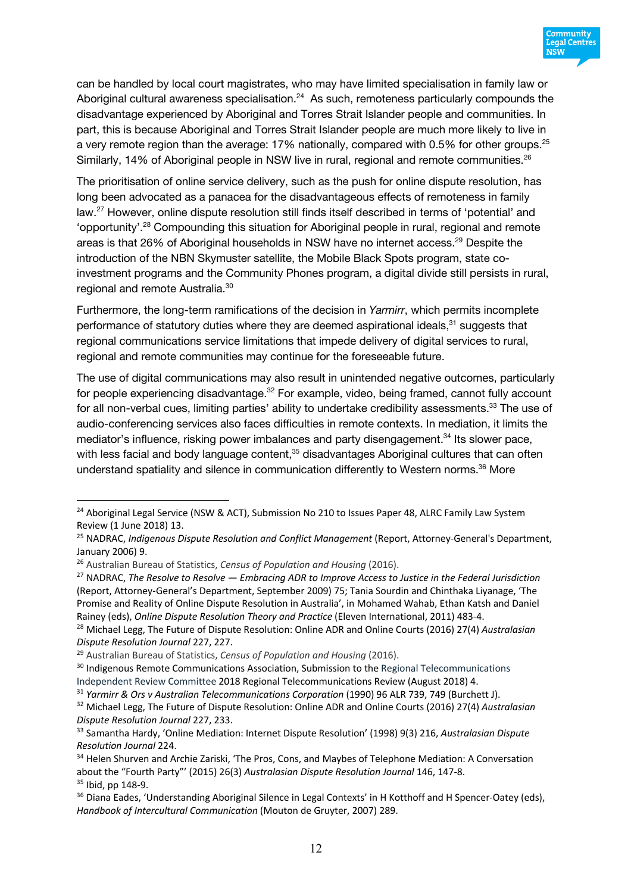can be handled by local court magistrates, who may have limited specialisation in family law or Aboriginal cultural awareness specialisation.[24] As such, remoteness particularly compounds the disadvantage experienced by Aboriginal and Torres Strait Islander people and communities. In part, this is because Aboriginal and Torres Strait Islander people are much more likely to live in a very remote region than the average: 17% nationally, compared with 0.5% for other groups.[25] Similarly, 14% of Aboriginal people in NSW live in rural, regional and remote communities.[26]

The prioritisation of online service delivery, such as the push for online dispute resolution, has long been advocated as a panacea for the disadvantageous effects of remoteness in family law.[27] However, online dispute resolution still finds itself described in terms of 'potential' and 'opportunity'.[28] Compounding this situation for Aboriginal people in rural, regional and remote areas is that 26% of Aboriginal households in NSW have no internet access.[29] Despite the introduction of the NBN Skymuster satellite, the Mobile Black Spots program, state co-investment programs and the Community Phones program, a digital divide still persists in rural, regional and remote Australia.[30]

Furthermore, the long-term ramifications of the decision in *Yarmirr*, which permits incomplete performance of statutory duties where they are deemed aspirational ideals,[31] suggests that regional communications service limitations that impede delivery of digital services to rural, regional and remote communities may continue for the foreseeable future.

The use of digital communications may also result in unintended negative outcomes, particularly for people experiencing disadvantage.[32] For example, video, being framed, cannot fully account for all non-verbal cues, limiting parties' ability to undertake credibility assessments.[33] The use of audio-conferencing services also faces difficulties in remote contexts. In mediation, it limits the mediator's influence, risking power imbalances and party disengagement.[34] Its slower pace, with less facial and body language content,[35] disadvantages Aboriginal cultures that can often understand spatiality and silence in communication differently to Western norms.[36] More

---

[24] Aboriginal Legal Service (NSW & ACT), Submission No 210 to Issues Paper 48, ALRC Family Law System Review (1 June 2018) 13.

[25] NADRAC, *Indigenous Dispute Resolution and Conflict Management* (Report, Attorney-General's Department, January 2006) 9.

[26] Australian Bureau of Statistics, *Census of Population and Housing* (2016).

[27] NADRAC, *The Resolve to Resolve — Embracing ADR to Improve Access to Justice in the Federal Jurisdiction* (Report, Attorney-General's Department, September 2009) 75; Tania Sourdin and Chinthaka Liyanage, 'The Promise and Reality of Online Dispute Resolution in Australia', in Mohamed Wahab, Ethan Katsh and Daniel Rainey (eds), *Online Dispute Resolution Theory and Practice* (Eleven International, 2011) 483-4.

[28] Michael Legg, The Future of Dispute Resolution: Online ADR and Online Courts (2016) 27(4) *Australasian Dispute Resolution Journal* 227, 227.

[29] Australian Bureau of Statistics, *Census of Population and Housing* (2016).

[30] Indigenous Remote Communications Association, Submission to the Regional Telecommunications Independent Review Committee 2018 Regional Telecommunications Review (August 2018) 4.

[31] *Yarmirr & Ors v Australian Telecommunications Corporation* (1990) 96 ALR 739, 749 (Burchett J).

[32] Michael Legg, The Future of Dispute Resolution: Online ADR and Online Courts (2016) 27(4) *Australasian Dispute Resolution Journal* 227, 233.

[33] Samantha Hardy, 'Online Mediation: Internet Dispute Resolution' (1998) 9(3) 216, *Australasian Dispute Resolution Journal* 224.

[34] Helen Shurven and Archie Zariski, 'The Pros, Cons, and Maybes of Telephone Mediation: A Conversation about the "Fourth Party"' (2015) 26(3) *Australasian Dispute Resolution Journal* 146, 147-8.

[35] Ibid, pp 148-9.

[36] Diana Eades, 'Understanding Aboriginal Silence in Legal Contexts' in H Kotthoff and H Spencer-Oatey (eds), *Handbook of Intercultural Communication* (Mouton de Gruyter, 2007) 289.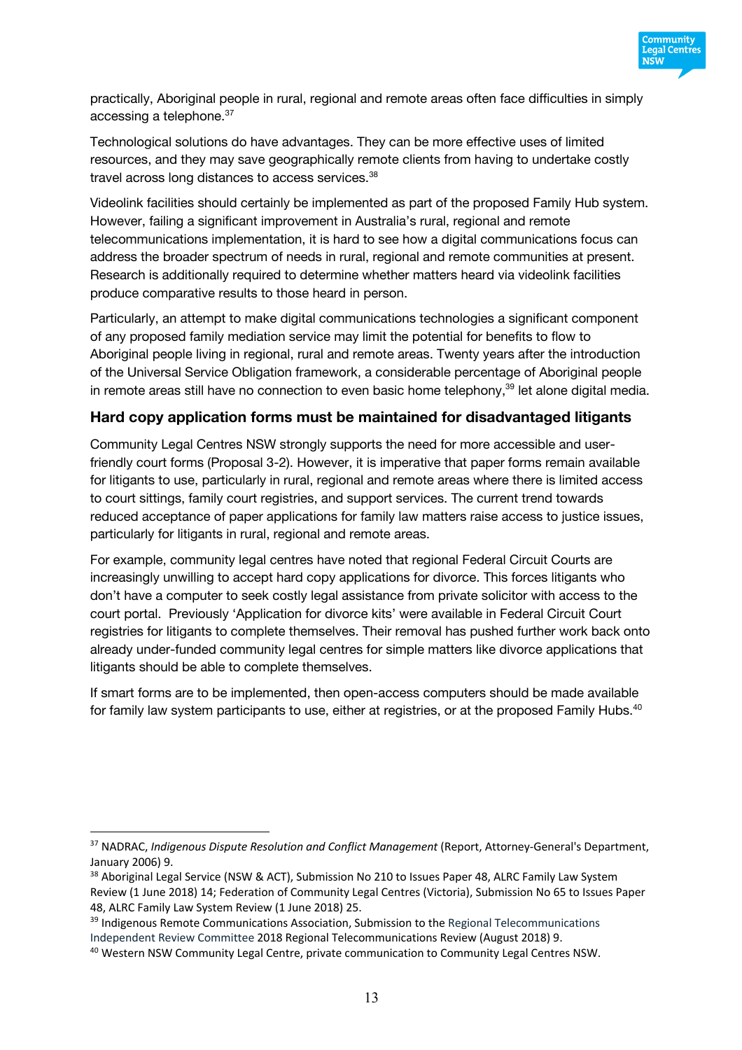practically, Aboriginal people in rural, regional and remote areas often face difficulties in simply accessing a telephone.[37]

Technological solutions do have advantages. They can be more effective uses of limited resources, and they may save geographically remote clients from having to undertake costly travel across long distances to access services.[38]

Videolink facilities should certainly be implemented as part of the proposed Family Hub system. However, failing a significant improvement in Australia's rural, regional and remote telecommunications implementation, it is hard to see how a digital communications focus can address the broader spectrum of needs in rural, regional and remote communities at present. Research is additionally required to determine whether matters heard via videolink facilities produce comparative results to those heard in person.

Particularly, an attempt to make digital communications technologies a significant component of any proposed family mediation service may limit the potential for benefits to flow to Aboriginal people living in regional, rural and remote areas. Twenty years after the introduction of the Universal Service Obligation framework, a considerable percentage of Aboriginal people in remote areas still have no connection to even basic home telephony,[39] let alone digital media.

### Hard copy application forms must be maintained for disadvantaged litigants

Community Legal Centres NSW strongly supports the need for more accessible and user-friendly court forms (Proposal 3-2). However, it is imperative that paper forms remain available for litigants to use, particularly in rural, regional and remote areas where there is limited access to court sittings, family court registries, and support services. The current trend towards reduced acceptance of paper applications for family law matters raise access to justice issues, particularly for litigants in rural, regional and remote areas.

For example, community legal centres have noted that regional Federal Circuit Courts are increasingly unwilling to accept hard copy applications for divorce. This forces litigants who don't have a computer to seek costly legal assistance from private solicitor with access to the court portal. Previously 'Application for divorce kits' were available in Federal Circuit Court registries for litigants to complete themselves. Their removal has pushed further work back onto already under-funded community legal centres for simple matters like divorce applications that litigants should be able to complete themselves.

If smart forms are to be implemented, then open-access computers should be made available for family law system participants to use, either at registries, or at the proposed Family Hubs.[40]

---

[37] NADRAC, *Indigenous Dispute Resolution and Conflict Management* (Report, Attorney-General's Department, January 2006) 9.

[38] Aboriginal Legal Service (NSW & ACT), Submission No 210 to Issues Paper 48, ALRC Family Law System Review (1 June 2018) 14; Federation of Community Legal Centres (Victoria), Submission No 65 to Issues Paper 48, ALRC Family Law System Review (1 June 2018) 25.

[39] Indigenous Remote Communications Association, Submission to the Regional Telecommunications Independent Review Committee 2018 Regional Telecommunications Review (August 2018) 9.

[40] Western NSW Community Legal Centre, private communication to Community Legal Centres NSW.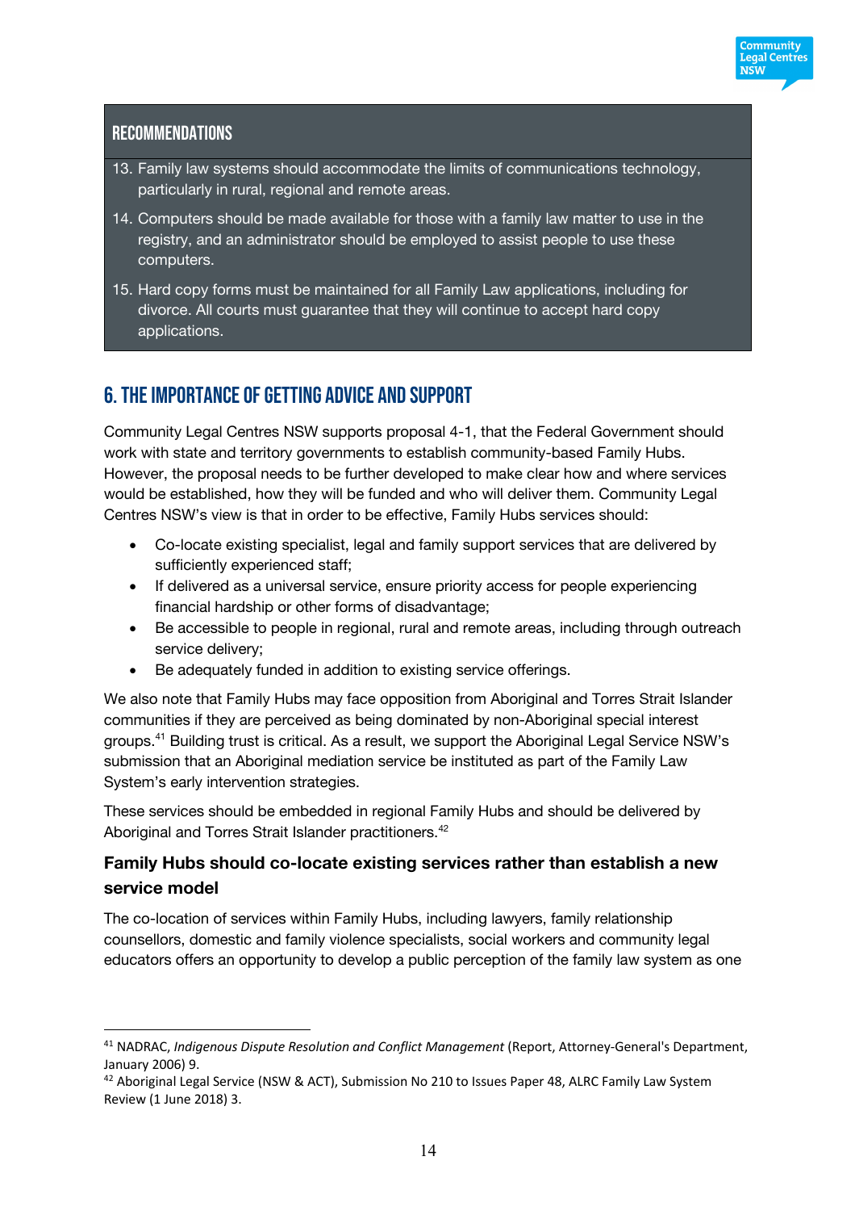## Recommendations

13. Family law systems should accommodate the limits of communications technology, particularly in rural, regional and remote areas.
14. Computers should be made available for those with a family law matter to use in the registry, and an administrator should be employed to assist people to use these computers.
15. Hard copy forms must be maintained for all Family Law applications, including for divorce. All courts must guarantee that they will continue to accept hard copy applications.

## 6. The importance of getting advice and support

Community Legal Centres NSW supports proposal 4-1, that the Federal Government should work with state and territory governments to establish community-based Family Hubs. However, the proposal needs to be further developed to make clear how and where services would be established, how they will be funded and who will deliver them. Community Legal Centres NSW's view is that in order to be effective, Family Hubs services should:

- Co-locate existing specialist, legal and family support services that are delivered by sufficiently experienced staff;
- If delivered as a universal service, ensure priority access for people experiencing financial hardship or other forms of disadvantage;
- Be accessible to people in regional, rural and remote areas, including through outreach service delivery;
- Be adequately funded in addition to existing service offerings.

We also note that Family Hubs may face opposition from Aboriginal and Torres Strait Islander communities if they are perceived as being dominated by non-Aboriginal special interest groups.[41] Building trust is critical. As a result, we support the Aboriginal Legal Service NSW's submission that an Aboriginal mediation service be instituted as part of the Family Law System's early intervention strategies.

These services should be embedded in regional Family Hubs and should be delivered by Aboriginal and Torres Strait Islander practitioners.[42]

### Family Hubs should co-locate existing services rather than establish a new service model

The co-location of services within Family Hubs, including lawyers, family relationship counsellors, domestic and family violence specialists, social workers and community legal educators offers an opportunity to develop a public perception of the family law system as one

---

[41] NADRAC, *Indigenous Dispute Resolution and Conflict Management* (Report, Attorney-General's Department, January 2006) 9.

[42] Aboriginal Legal Service (NSW & ACT), Submission No 210 to Issues Paper 48, ALRC Family Law System Review (1 June 2018) 3.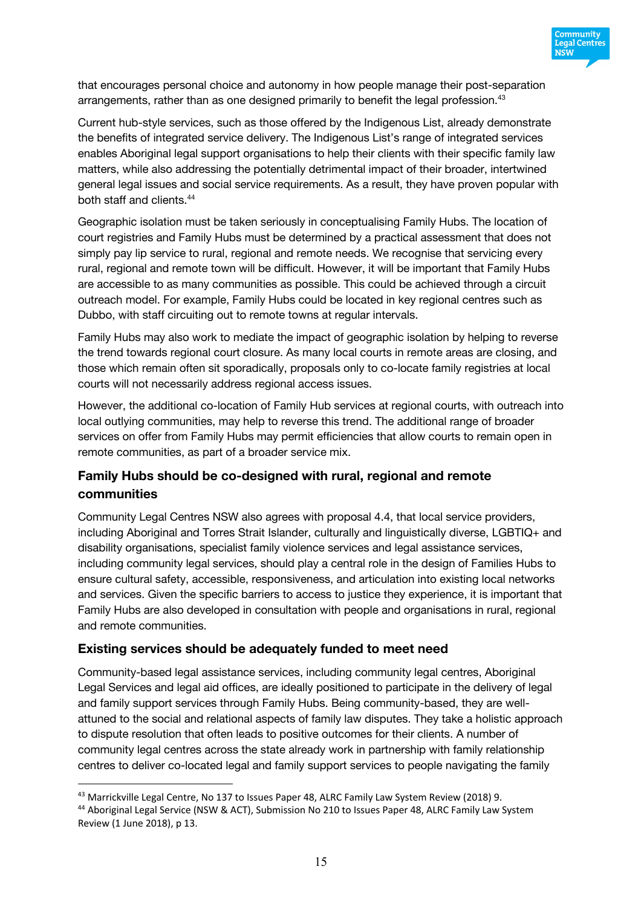that encourages personal choice and autonomy in how people manage their post-separation arrangements, rather than as one designed primarily to benefit the legal profession.[43]

Current hub-style services, such as those offered by the Indigenous List, already demonstrate the benefits of integrated service delivery. The Indigenous List's range of integrated services enables Aboriginal legal support organisations to help their clients with their specific family law matters, while also addressing the potentially detrimental impact of their broader, intertwined general legal issues and social service requirements. As a result, they have proven popular with both staff and clients.[44]

Geographic isolation must be taken seriously in conceptualising Family Hubs. The location of court registries and Family Hubs must be determined by a practical assessment that does not simply pay lip service to rural, regional and remote needs. We recognise that servicing every rural, regional and remote town will be difficult. However, it will be important that Family Hubs are accessible to as many communities as possible. This could be achieved through a circuit outreach model. For example, Family Hubs could be located in key regional centres such as Dubbo, with staff circuiting out to remote towns at regular intervals.

Family Hubs may also work to mediate the impact of geographic isolation by helping to reverse the trend towards regional court closure. As many local courts in remote areas are closing, and those which remain often sit sporadically, proposals only to co-locate family registries at local courts will not necessarily address regional access issues.

However, the additional co-location of Family Hub services at regional courts, with outreach into local outlying communities, may help to reverse this trend. The additional range of broader services on offer from Family Hubs may permit efficiencies that allow courts to remain open in remote communities, as part of a broader service mix.

### Family Hubs should be co-designed with rural, regional and remote communities

Community Legal Centres NSW also agrees with proposal 4.4, that local service providers, including Aboriginal and Torres Strait Islander, culturally and linguistically diverse, LGBTIQ+ and disability organisations, specialist family violence services and legal assistance services, including community legal services, should play a central role in the design of Families Hubs to ensure cultural safety, accessible, responsiveness, and articulation into existing local networks and services. Given the specific barriers to access to justice they experience, it is important that Family Hubs are also developed in consultation with people and organisations in rural, regional and remote communities.

### Existing services should be adequately funded to meet need

Community-based legal assistance services, including community legal centres, Aboriginal Legal Services and legal aid offices, are ideally positioned to participate in the delivery of legal and family support services through Family Hubs. Being community-based, they are well-attuned to the social and relational aspects of family law disputes. They take a holistic approach to dispute resolution that often leads to positive outcomes for their clients. A number of community legal centres across the state already work in partnership with family relationship centres to deliver co-located legal and family support services to people navigating the family

---

[43] Marrickville Legal Centre, No 137 to Issues Paper 48, ALRC Family Law System Review (2018) 9.

[44] Aboriginal Legal Service (NSW & ACT), Submission No 210 to Issues Paper 48, ALRC Family Law System Review (1 June 2018), p 13.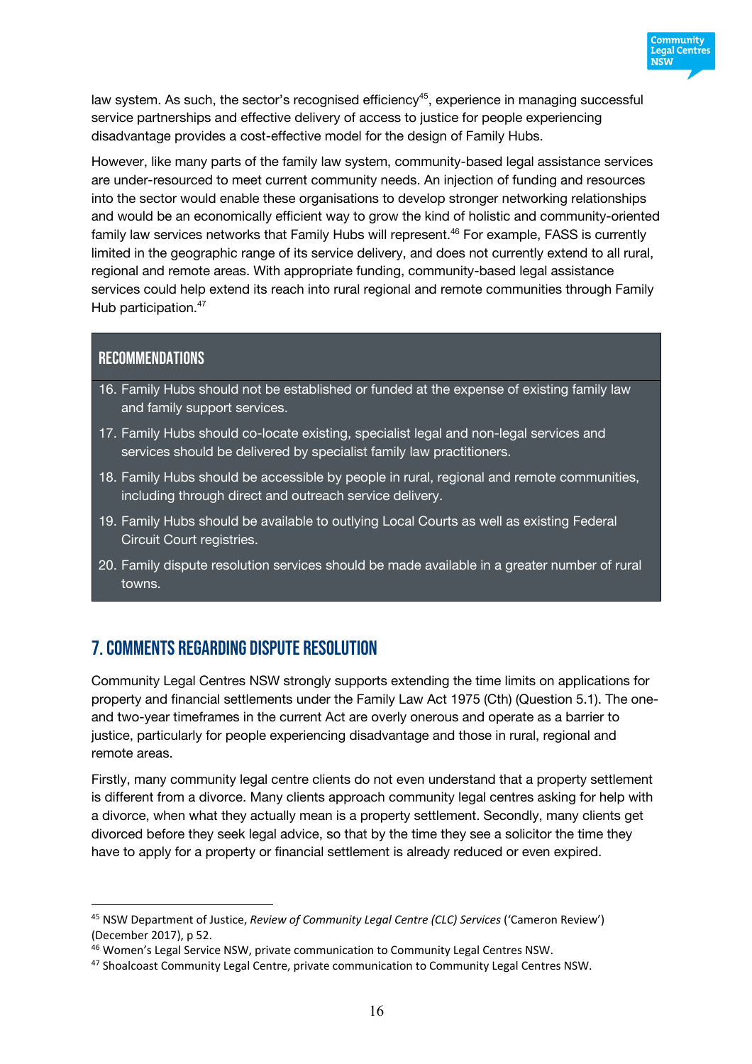law system. As such, the sector's recognised efficiency[45], experience in managing successful service partnerships and effective delivery of access to justice for people experiencing disadvantage provides a cost-effective model for the design of Family Hubs.

However, like many parts of the family law system, community-based legal assistance services are under-resourced to meet current community needs. An injection of funding and resources into the sector would enable these organisations to develop stronger networking relationships and would be an economically efficient way to grow the kind of holistic and community-oriented family law services networks that Family Hubs will represent.[46] For example, FASS is currently limited in the geographic range of its service delivery, and does not currently extend to all rural, regional and remote areas. With appropriate funding, community-based legal assistance services could help extend its reach into rural regional and remote communities through Family Hub participation.[47]

### RECOMMENDATIONS

16. Family Hubs should not be established or funded at the expense of existing family law and family support services.
17. Family Hubs should co-locate existing, specialist legal and non-legal services and services should be delivered by specialist family law practitioners.
18. Family Hubs should be accessible by people in rural, regional and remote communities, including through direct and outreach service delivery.
19. Family Hubs should be available to outlying Local Courts as well as existing Federal Circuit Court registries.
20. Family dispute resolution services should be made available in a greater number of rural towns.

## 7. COMMENTS REGARDING DISPUTE RESOLUTION

Community Legal Centres NSW strongly supports extending the time limits on applications for property and financial settlements under the Family Law Act 1975 (Cth) (Question 5.1). The one- and two-year timeframes in the current Act are overly onerous and operate as a barrier to justice, particularly for people experiencing disadvantage and those in rural, regional and remote areas.

Firstly, many community legal centre clients do not even understand that a property settlement is different from a divorce. Many clients approach community legal centres asking for help with a divorce, when what they actually mean is a property settlement. Secondly, many clients get divorced before they seek legal advice, so that by the time they see a solicitor the time they have to apply for a property or financial settlement is already reduced or even expired.

---

[45] NSW Department of Justice, *Review of Community Legal Centre (CLC) Services* ('Cameron Review') (December 2017), p 52.

[46] Women's Legal Service NSW, private communication to Community Legal Centres NSW.

[47] Shoalcoast Community Legal Centre, private communication to Community Legal Centres NSW.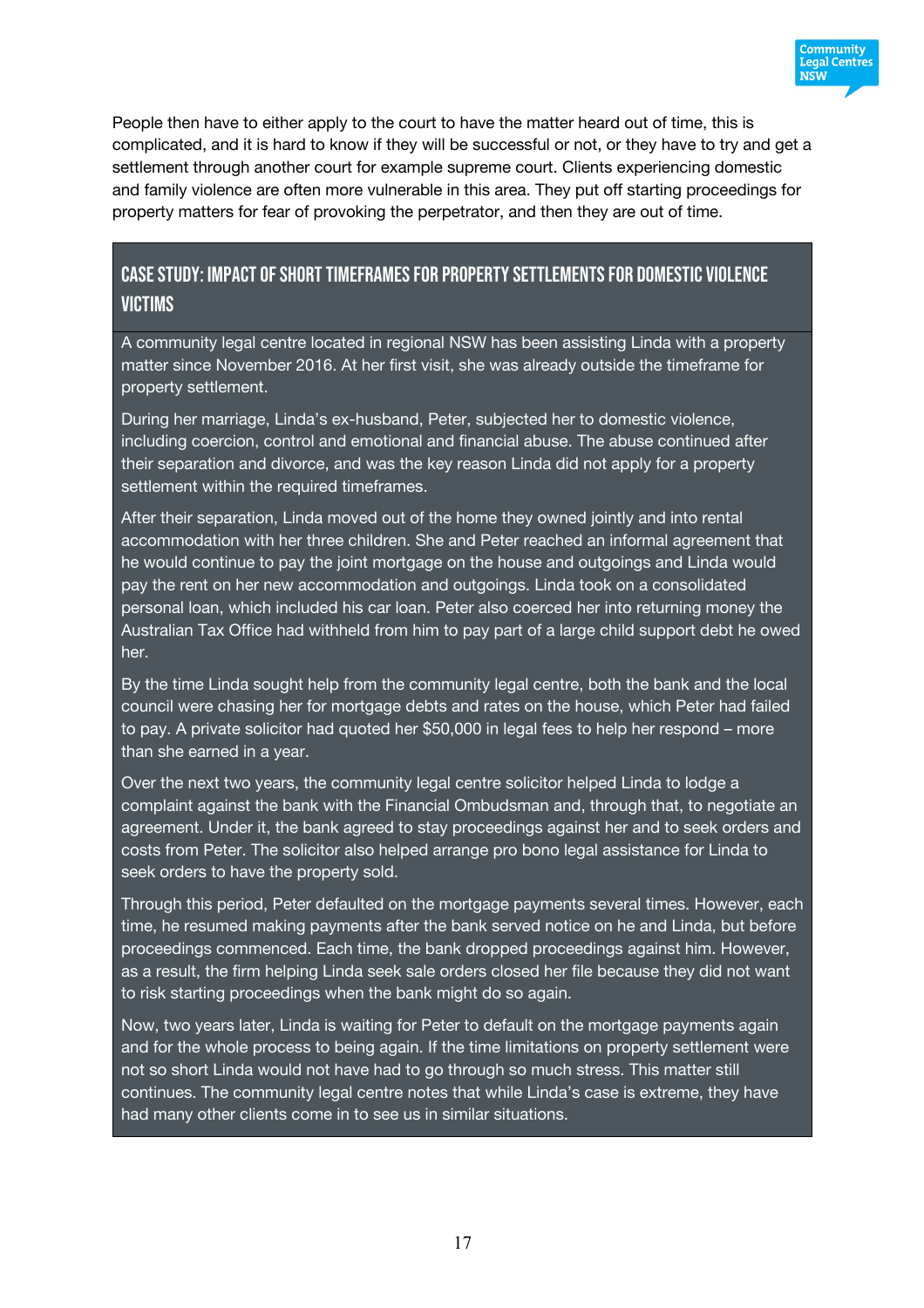People then have to either apply to the court to have the matter heard out of time, this is complicated, and it is hard to know if they will be successful or not, or they have to try and get a settlement through another court for example supreme court. Clients experiencing domestic and family violence are often more vulnerable in this area. They put off starting proceedings for property matters for fear of provoking the perpetrator, and then they are out of time.

### Case study: Impact of short timeframes for property settlements for domestic violence victims

A community legal centre located in regional NSW has been assisting Linda with a property matter since November 2016. At her first visit, she was already outside the timeframe for property settlement.

During her marriage, Linda's ex-husband, Peter, subjected her to domestic violence, including coercion, control and emotional and financial abuse. The abuse continued after their separation and divorce, and was the key reason Linda did not apply for a property settlement within the required timeframes.

After their separation, Linda moved out of the home they owned jointly and into rental accommodation with her three children. She and Peter reached an informal agreement that he would continue to pay the joint mortgage on the house and outgoings and Linda would pay the rent on her new accommodation and outgoings. Linda took on a consolidated personal loan, which included his car loan. Peter also coerced her into returning money the Australian Tax Office had withheld from him to pay part of a large child support debt he owed her.

By the time Linda sought help from the community legal centre, both the bank and the local council were chasing her for mortgage debts and rates on the house, which Peter had failed to pay. A private solicitor had quoted her $50,000 in legal fees to help her respond – more than she earned in a year.

Over the next two years, the community legal centre solicitor helped Linda to lodge a complaint against the bank with the Financial Ombudsman and, through that, to negotiate an agreement. Under it, the bank agreed to stay proceedings against her and to seek orders and costs from Peter. The solicitor also helped arrange pro bono legal assistance for Linda to seek orders to have the property sold.

Through this period, Peter defaulted on the mortgage payments several times. However, each time, he resumed making payments after the bank served notice on he and Linda, but before proceedings commenced. Each time, the bank dropped proceedings against him. However, as a result, the firm helping Linda seek sale orders closed her file because they did not want to risk starting proceedings when the bank might do so again.

Now, two years later, Linda is waiting for Peter to default on the mortgage payments again and for the whole process to being again. If the time limitations on property settlement were not so short Linda would not have had to go through so much stress. This matter still continues. The community legal centre notes that while Linda's case is extreme, they have had many other clients come in to see us in similar situations.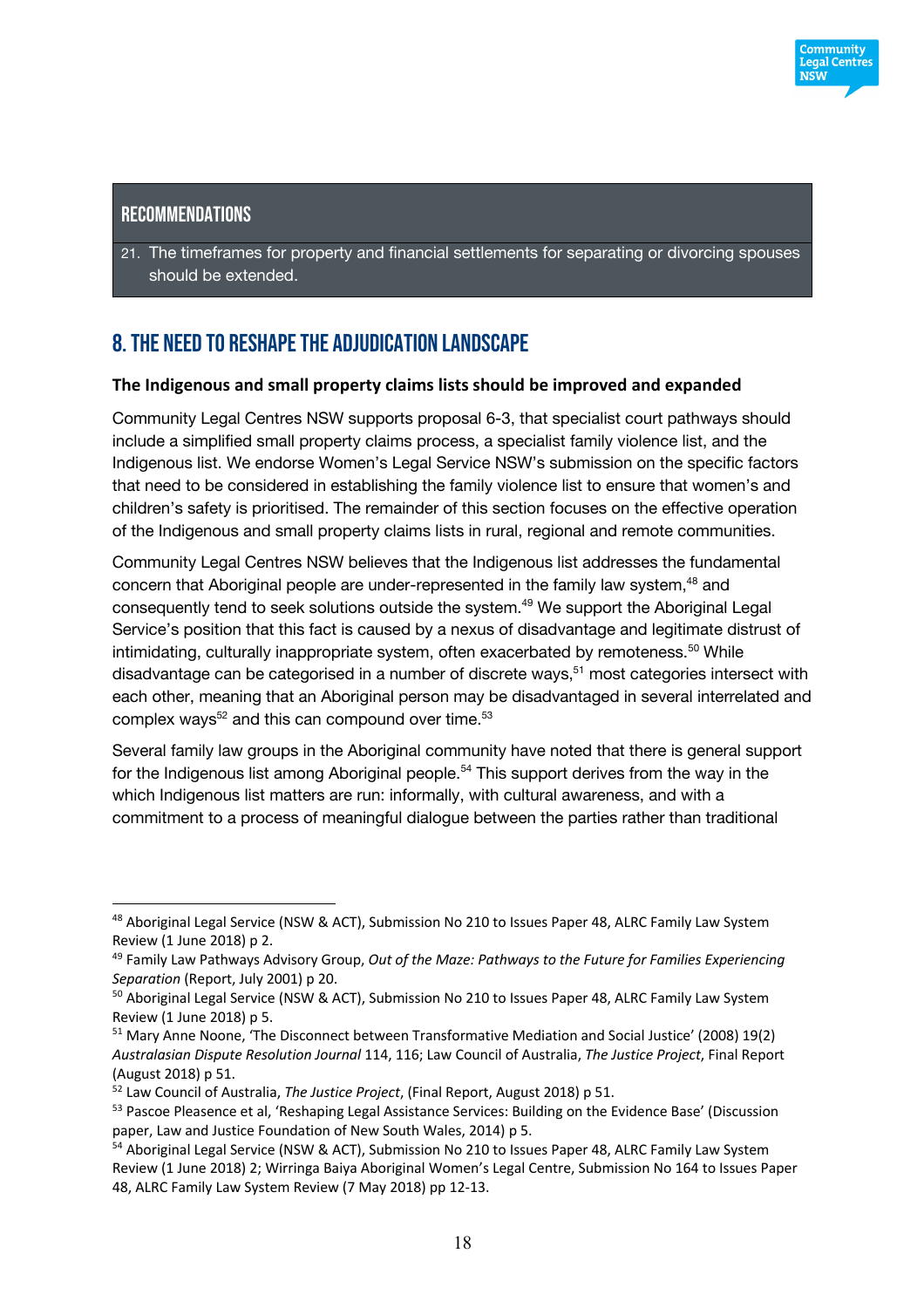## RECOMMENDATIONS

21. The timeframes for property and financial settlements for separating or divorcing spouses should be extended.

## 8. THE NEED TO RESHAPE THE ADJUDICATION LANDSCAPE

**The Indigenous and small property claims lists should be improved and expanded**

Community Legal Centres NSW supports proposal 6-3, that specialist court pathways should include a simplified small property claims process, a specialist family violence list, and the Indigenous list. We endorse Women's Legal Service NSW's submission on the specific factors that need to be considered in establishing the family violence list to ensure that women's and children's safety is prioritised. The remainder of this section focuses on the effective operation of the Indigenous and small property claims lists in rural, regional and remote communities.

Community Legal Centres NSW believes that the Indigenous list addresses the fundamental concern that Aboriginal people are under-represented in the family law system,[48] and consequently tend to seek solutions outside the system.[49] We support the Aboriginal Legal Service's position that this fact is caused by a nexus of disadvantage and legitimate distrust of intimidating, culturally inappropriate system, often exacerbated by remoteness.[50] While disadvantage can be categorised in a number of discrete ways,[51] most categories intersect with each other, meaning that an Aboriginal person may be disadvantaged in several interrelated and complex ways[52] and this can compound over time.[53]

Several family law groups in the Aboriginal community have noted that there is general support for the Indigenous list among Aboriginal people.[54] This support derives from the way in the which Indigenous list matters are run: informally, with cultural awareness, and with a commitment to a process of meaningful dialogue between the parties rather than traditional

---

[48] Aboriginal Legal Service (NSW & ACT), Submission No 210 to Issues Paper 48, ALRC Family Law System Review (1 June 2018) p 2.

[49] Family Law Pathways Advisory Group, *Out of the Maze: Pathways to the Future for Families Experiencing Separation* (Report, July 2001) p 20.

[50] Aboriginal Legal Service (NSW & ACT), Submission No 210 to Issues Paper 48, ALRC Family Law System Review (1 June 2018) p 5.

[51] Mary Anne Noone, 'The Disconnect between Transformative Mediation and Social Justice' (2008) 19(2) *Australasian Dispute Resolution Journal* 114, 116; Law Council of Australia, *The Justice Project*, Final Report (August 2018) p 51.

[52] Law Council of Australia, *The Justice Project*, (Final Report, August 2018) p 51.

[53] Pascoe Pleasence et al, 'Reshaping Legal Assistance Services: Building on the Evidence Base' (Discussion paper, Law and Justice Foundation of New South Wales, 2014) p 5.

[54] Aboriginal Legal Service (NSW & ACT), Submission No 210 to Issues Paper 48, ALRC Family Law System Review (1 June 2018) 2; Wirringa Baiya Aboriginal Women's Legal Centre, Submission No 164 to Issues Paper 48, ALRC Family Law System Review (7 May 2018) pp 12-13.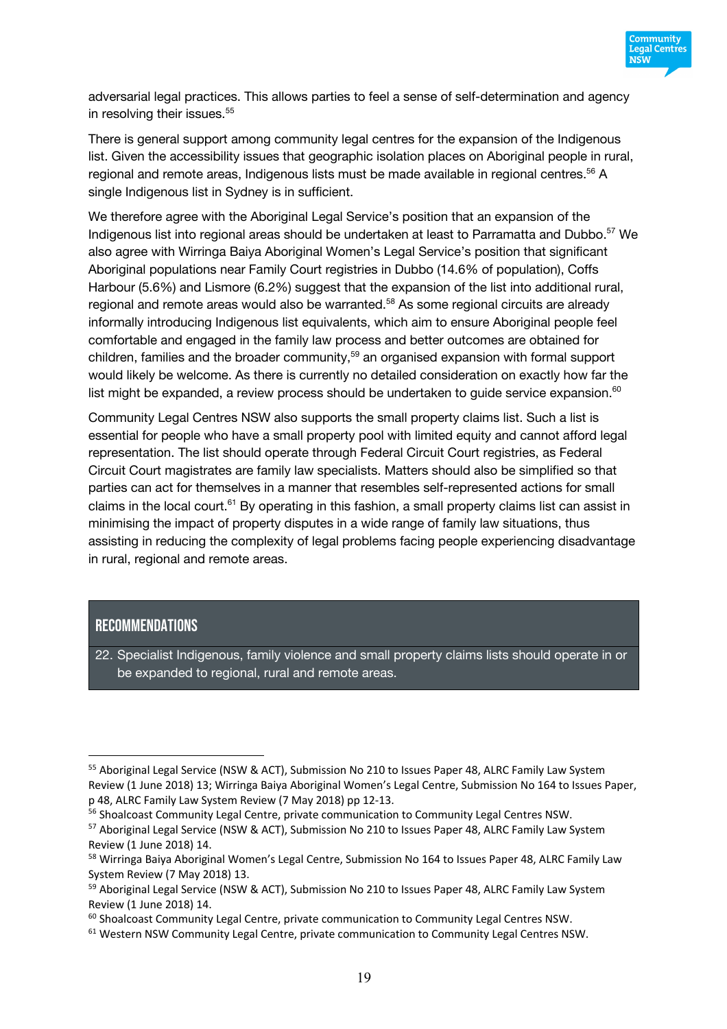adversarial legal practices. This allows parties to feel a sense of self-determination and agency in resolving their issues.[55]

There is general support among community legal centres for the expansion of the Indigenous list. Given the accessibility issues that geographic isolation places on Aboriginal people in rural, regional and remote areas, Indigenous lists must be made available in regional centres.[56] A single Indigenous list in Sydney is in sufficient.

We therefore agree with the Aboriginal Legal Service's position that an expansion of the Indigenous list into regional areas should be undertaken at least to Parramatta and Dubbo.[57] We also agree with Wirringa Baiya Aboriginal Women's Legal Service's position that significant Aboriginal populations near Family Court registries in Dubbo (14.6% of population), Coffs Harbour (5.6%) and Lismore (6.2%) suggest that the expansion of the list into additional rural, regional and remote areas would also be warranted.[58] As some regional circuits are already informally introducing Indigenous list equivalents, which aim to ensure Aboriginal people feel comfortable and engaged in the family law process and better outcomes are obtained for children, families and the broader community,[59] an organised expansion with formal support would likely be welcome. As there is currently no detailed consideration on exactly how far the list might be expanded, a review process should be undertaken to guide service expansion.[60]

Community Legal Centres NSW also supports the small property claims list. Such a list is essential for people who have a small property pool with limited equity and cannot afford legal representation. The list should operate through Federal Circuit Court registries, as Federal Circuit Court magistrates are family law specialists. Matters should also be simplified so that parties can act for themselves in a manner that resembles self-represented actions for small claims in the local court.[61] By operating in this fashion, a small property claims list can assist in minimising the impact of property disputes in a wide range of family law situations, thus assisting in reducing the complexity of legal problems facing people experiencing disadvantage in rural, regional and remote areas.

## RECOMMENDATIONS

22. Specialist Indigenous, family violence and small property claims lists should operate in or be expanded to regional, rural and remote areas.

---

[55] Aboriginal Legal Service (NSW & ACT), Submission No 210 to Issues Paper 48, ALRC Family Law System Review (1 June 2018) 13; Wirringa Baiya Aboriginal Women's Legal Centre, Submission No 164 to Issues Paper, p 48, ALRC Family Law System Review (7 May 2018) pp 12-13.

[56] Shoalcoast Community Legal Centre, private communication to Community Legal Centres NSW.

[57] Aboriginal Legal Service (NSW & ACT), Submission No 210 to Issues Paper 48, ALRC Family Law System Review (1 June 2018) 14.

[58] Wirringa Baiya Aboriginal Women's Legal Centre, Submission No 164 to Issues Paper 48, ALRC Family Law System Review (7 May 2018) 13.

[59] Aboriginal Legal Service (NSW & ACT), Submission No 210 to Issues Paper 48, ALRC Family Law System Review (1 June 2018) 14.

[60] Shoalcoast Community Legal Centre, private communication to Community Legal Centres NSW.

[61] Western NSW Community Legal Centre, private communication to Community Legal Centres NSW.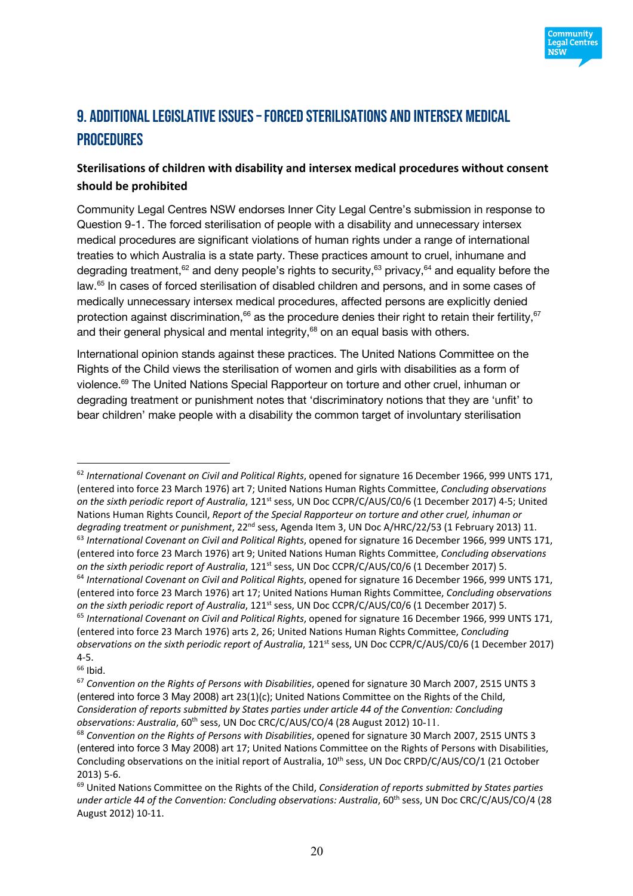# 9. ADDITIONAL LEGISLATIVE ISSUES – FORCED STERILISATIONS AND INTERSEX MEDICAL PROCEDURES

**Sterilisations of children with disability and intersex medical procedures without consent should be prohibited**

Community Legal Centres NSW endorses Inner City Legal Centre's submission in response to Question 9-1. The forced sterilisation of people with a disability and unnecessary intersex medical procedures are significant violations of human rights under a range of international treaties to which Australia is a state party. These practices amount to cruel, inhumane and degrading treatment,[62] and deny people's rights to security,[63] privacy,[64] and equality before the law.[65] In cases of forced sterilisation of disabled children and persons, and in some cases of medically unnecessary intersex medical procedures, affected persons are explicitly denied protection against discrimination,[66] as the procedure denies their right to retain their fertility,[67] and their general physical and mental integrity,[68] on an equal basis with others.

International opinion stands against these practices. The United Nations Committee on the Rights of the Child views the sterilisation of women and girls with disabilities as a form of violence.[69] The United Nations Special Rapporteur on torture and other cruel, inhuman or degrading treatment or punishment notes that 'discriminatory notions that they are 'unfit' to bear children' make people with a disability the common target of involuntary sterilisation

---

[62] *International Covenant on Civil and Political Rights*, opened for signature 16 December 1966, 999 UNTS 171, (entered into force 23 March 1976) art 7; United Nations Human Rights Committee, *Concluding observations on the sixth periodic report of Australia*, 121st sess, UN Doc CCPR/C/AUS/C0/6 (1 December 2017) 4-5; United Nations Human Rights Council, *Report of the Special Rapporteur on torture and other cruel, inhuman or degrading treatment or punishment*, 22nd sess, Agenda Item 3, UN Doc A/HRC/22/53 (1 February 2013) 11.

[63] *International Covenant on Civil and Political Rights*, opened for signature 16 December 1966, 999 UNTS 171, (entered into force 23 March 1976) art 9; United Nations Human Rights Committee, *Concluding observations on the sixth periodic report of Australia*, 121st sess, UN Doc CCPR/C/AUS/C0/6 (1 December 2017) 5.

[64] *International Covenant on Civil and Political Rights*, opened for signature 16 December 1966, 999 UNTS 171, (entered into force 23 March 1976) art 17; United Nations Human Rights Committee, *Concluding observations on the sixth periodic report of Australia*, 121st sess, UN Doc CCPR/C/AUS/C0/6 (1 December 2017) 5.

[65] *International Covenant on Civil and Political Rights*, opened for signature 16 December 1966, 999 UNTS 171, (entered into force 23 March 1976) arts 2, 26; United Nations Human Rights Committee, *Concluding observations on the sixth periodic report of Australia*, 121st sess, UN Doc CCPR/C/AUS/C0/6 (1 December 2017) 4-5.

[66] Ibid.

[67] *Convention on the Rights of Persons with Disabilities*, opened for signature 30 March 2007, 2515 UNTS 3 (entered into force 3 May 2008) art 23(1)(c); United Nations Committee on the Rights of the Child, *Consideration of reports submitted by States parties under article 44 of the Convention: Concluding observations: Australia*, 60th sess, UN Doc CRC/C/AUS/CO/4 (28 August 2012) 10-11.

[68] *Convention on the Rights of Persons with Disabilities*, opened for signature 30 March 2007, 2515 UNTS 3 (entered into force 3 May 2008) art 17; United Nations Committee on the Rights of Persons with Disabilities, Concluding observations on the initial report of Australia, 10th sess, UN Doc CRPD/C/AUS/CO/1 (21 October 2013) 5-6.

[69] United Nations Committee on the Rights of the Child, *Consideration of reports submitted by States parties under article 44 of the Convention: Concluding observations: Australia*, 60th sess, UN Doc CRC/C/AUS/CO/4 (28 August 2012) 10-11.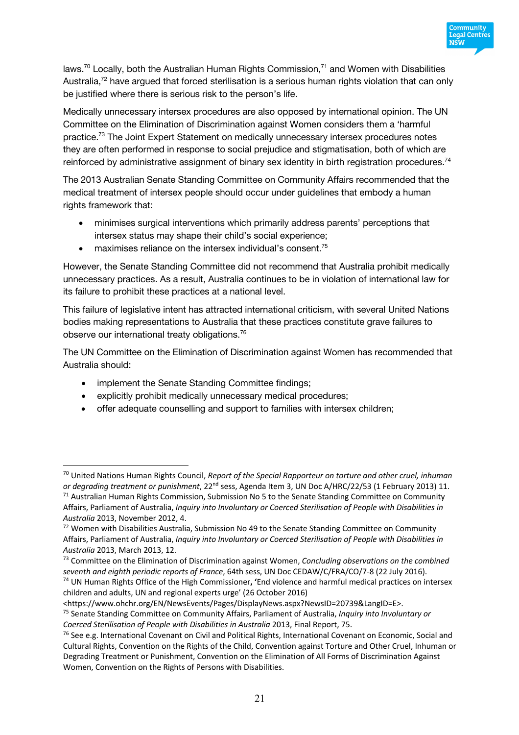laws.[70] Locally, both the Australian Human Rights Commission,[71] and Women with Disabilities Australia,[72] have argued that forced sterilisation is a serious human rights violation that can only be justified where there is serious risk to the person's life.

Medically unnecessary intersex procedures are also opposed by international opinion. The UN Committee on the Elimination of Discrimination against Women considers them a 'harmful practice.[73] The Joint Expert Statement on medically unnecessary intersex procedures notes they are often performed in response to social prejudice and stigmatisation, both of which are reinforced by administrative assignment of binary sex identity in birth registration procedures.[74]

The 2013 Australian Senate Standing Committee on Community Affairs recommended that the medical treatment of intersex people should occur under guidelines that embody a human rights framework that:

- minimises surgical interventions which primarily address parents' perceptions that intersex status may shape their child's social experience;
- maximises reliance on the intersex individual's consent.[75]

However, the Senate Standing Committee did not recommend that Australia prohibit medically unnecessary practices. As a result, Australia continues to be in violation of international law for its failure to prohibit these practices at a national level.

This failure of legislative intent has attracted international criticism, with several United Nations bodies making representations to Australia that these practices constitute grave failures to observe our international treaty obligations.[76]

The UN Committee on the Elimination of Discrimination against Women has recommended that Australia should:

- implement the Senate Standing Committee findings;
- explicitly prohibit medically unnecessary medical procedures;
- offer adequate counselling and support to families with intersex children;

---

[70] United Nations Human Rights Council, *Report of the Special Rapporteur on torture and other cruel, inhuman or degrading treatment or punishment*, 22nd sess, Agenda Item 3, UN Doc A/HRC/22/53 (1 February 2013) 11.

[71] Australian Human Rights Commission, Submission No 5 to the Senate Standing Committee on Community Affairs, Parliament of Australia, *Inquiry into Involuntary or Coerced Sterilisation of People with Disabilities in Australia* 2013, November 2012, 4.

[72] Women with Disabilities Australia, Submission No 49 to the Senate Standing Committee on Community Affairs, Parliament of Australia, *Inquiry into Involuntary or Coerced Sterilisation of People with Disabilities in Australia* 2013, March 2013, 12.

[73] Committee on the Elimination of Discrimination against Women, *Concluding observations on the combined seventh and eighth periodic reports of France*, 64th sess, UN Doc CEDAW/C/FRA/CO/7-8 (22 July 2016).

[74] UN Human Rights Office of the High Commissioner, 'End violence and harmful medical practices on intersex children and adults, UN and regional experts urge' (26 October 2016) <https://www.ohchr.org/EN/NewsEvents/Pages/DisplayNews.aspx?NewsID=20739&LangID=E>.

[75] Senate Standing Committee on Community Affairs, Parliament of Australia, *Inquiry into Involuntary or Coerced Sterilisation of People with Disabilities in Australia* 2013, Final Report, 75.

[76] See e.g. International Covenant on Civil and Political Rights, International Covenant on Economic, Social and Cultural Rights, Convention on the Rights of the Child, Convention against Torture and Other Cruel, Inhuman or Degrading Treatment or Punishment, Convention on the Elimination of All Forms of Discrimination Against Women, Convention on the Rights of Persons with Disabilities.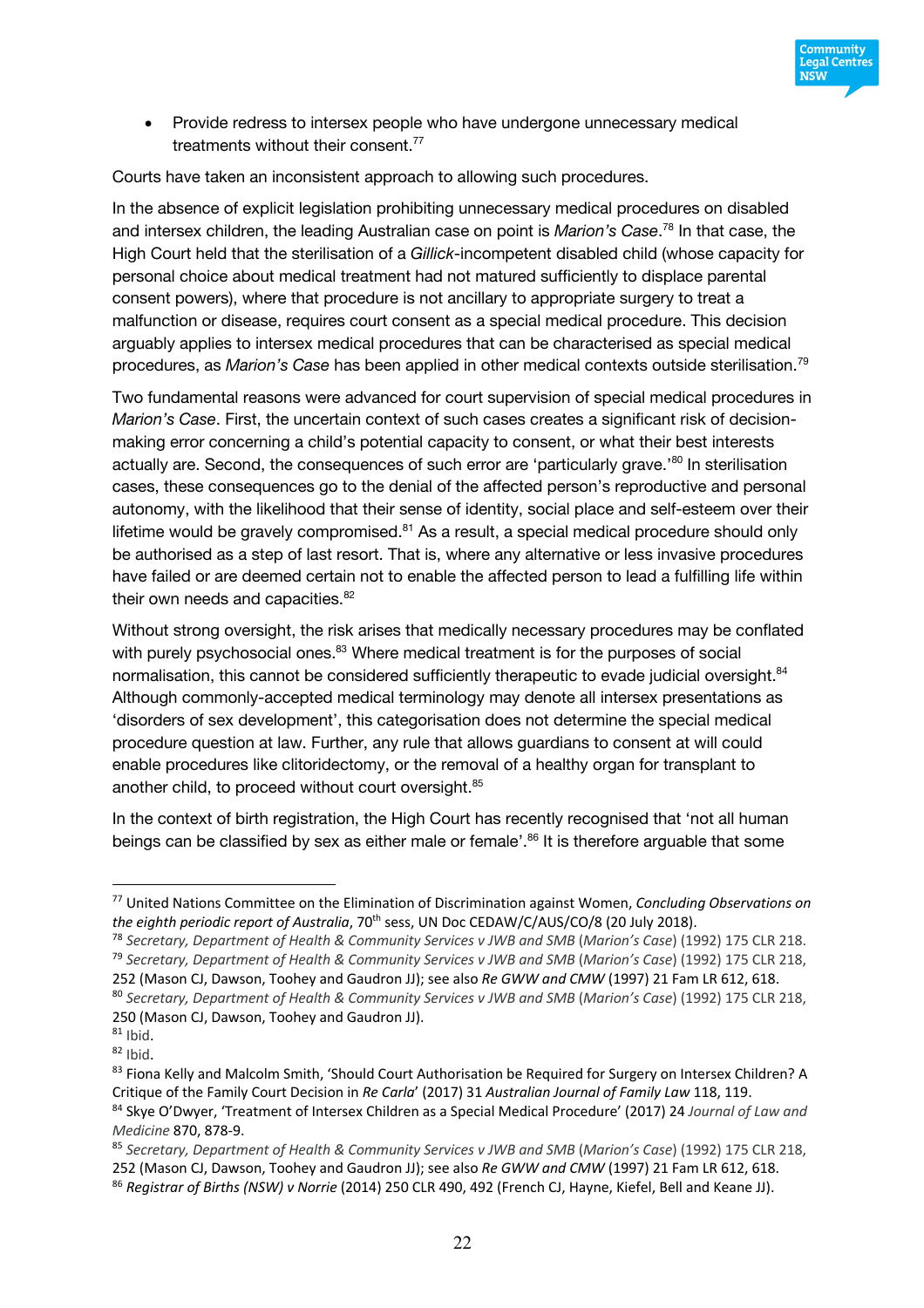- Provide redress to intersex people who have undergone unnecessary medical treatments without their consent.[77]

Courts have taken an inconsistent approach to allowing such procedures.

In the absence of explicit legislation prohibiting unnecessary medical procedures on disabled and intersex children, the leading Australian case on point is *Marion's Case*.[78] In that case, the High Court held that the sterilisation of a *Gillick*-incompetent disabled child (whose capacity for personal choice about medical treatment had not matured sufficiently to displace parental consent powers), where that procedure is not ancillary to appropriate surgery to treat a malfunction or disease, requires court consent as a special medical procedure. This decision arguably applies to intersex medical procedures that can be characterised as special medical procedures, as *Marion's Case* has been applied in other medical contexts outside sterilisation.[79]

Two fundamental reasons were advanced for court supervision of special medical procedures in *Marion's Case*. First, the uncertain context of such cases creates a significant risk of decision-making error concerning a child's potential capacity to consent, or what their best interests actually are. Second, the consequences of such error are 'particularly grave.'[80] In sterilisation cases, these consequences go to the denial of the affected person's reproductive and personal autonomy, with the likelihood that their sense of identity, social place and self-esteem over their lifetime would be gravely compromised.[81] As a result, a special medical procedure should only be authorised as a step of last resort. That is, where any alternative or less invasive procedures have failed or are deemed certain not to enable the affected person to lead a fulfilling life within their own needs and capacities.[82]

Without strong oversight, the risk arises that medically necessary procedures may be conflated with purely psychosocial ones.[83] Where medical treatment is for the purposes of social normalisation, this cannot be considered sufficiently therapeutic to evade judicial oversight.[84] Although commonly-accepted medical terminology may denote all intersex presentations as 'disorders of sex development', this categorisation does not determine the special medical procedure question at law. Further, any rule that allows guardians to consent at will could enable procedures like clitoridectomy, or the removal of a healthy organ for transplant to another child, to proceed without court oversight.[85]

In the context of birth registration, the High Court has recently recognised that 'not all human beings can be classified by sex as either male or female'.[86] It is therefore arguable that some

---

[77] United Nations Committee on the Elimination of Discrimination against Women, *Concluding Observations on the eighth periodic report of Australia*, 70th sess, UN Doc CEDAW/C/AUS/CO/8 (20 July 2018).

[78] *Secretary, Department of Health & Community Services v JWB and SMB* (*Marion's Case*) (1992) 175 CLR 218.

[79] *Secretary, Department of Health & Community Services v JWB and SMB* (*Marion's Case*) (1992) 175 CLR 218, 252 (Mason CJ, Dawson, Toohey and Gaudron JJ); see also *Re GWW and CMW* (1997) 21 Fam LR 612, 618.

[80] *Secretary, Department of Health & Community Services v JWB and SMB* (*Marion's Case*) (1992) 175 CLR 218, 250 (Mason CJ, Dawson, Toohey and Gaudron JJ).

[81] Ibid.

[82] Ibid.

[83] Fiona Kelly and Malcolm Smith, 'Should Court Authorisation be Required for Surgery on Intersex Children? A Critique of the Family Court Decision in *Re Carla*' (2017) 31 *Australian Journal of Family Law* 118, 119.

[84] Skye O'Dwyer, 'Treatment of Intersex Children as a Special Medical Procedure' (2017) 24 *Journal of Law and Medicine* 870, 878-9.

[85] *Secretary, Department of Health & Community Services v JWB and SMB* (*Marion's Case*) (1992) 175 CLR 218, 252 (Mason CJ, Dawson, Toohey and Gaudron JJ); see also *Re GWW and CMW* (1997) 21 Fam LR 612, 618.

[86] *Registrar of Births (NSW) v Norrie* (2014) 250 CLR 490, 492 (French CJ, Hayne, Kiefel, Bell and Keane JJ).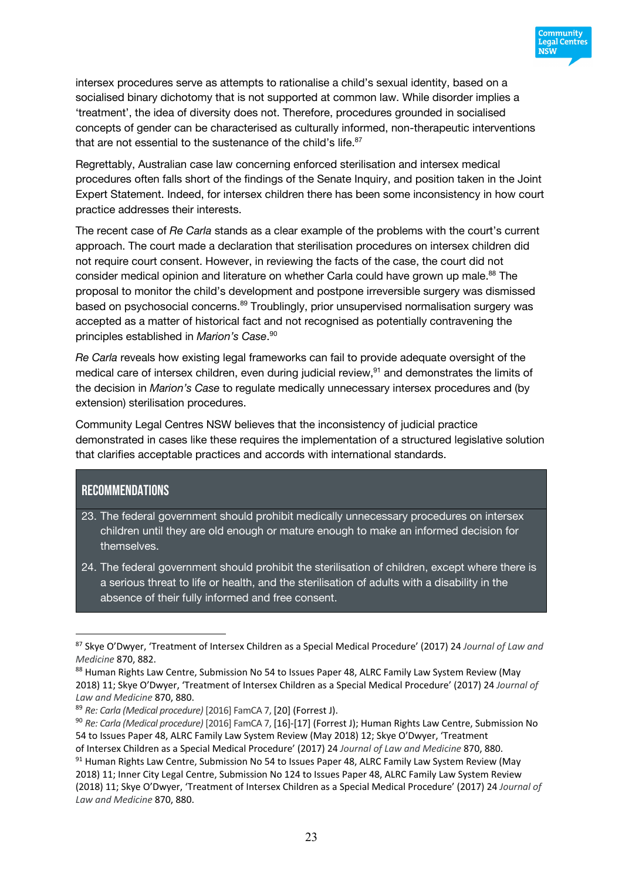intersex procedures serve as attempts to rationalise a child's sexual identity, based on a socialised binary dichotomy that is not supported at common law. While disorder implies a 'treatment', the idea of diversity does not. Therefore, procedures grounded in socialised concepts of gender can be characterised as culturally informed, non-therapeutic interventions that are not essential to the sustenance of the child's life.[87]

Regrettably, Australian case law concerning enforced sterilisation and intersex medical procedures often falls short of the findings of the Senate Inquiry, and position taken in the Joint Expert Statement. Indeed, for intersex children there has been some inconsistency in how court practice addresses their interests.

The recent case of *Re Carla* stands as a clear example of the problems with the court's current approach. The court made a declaration that sterilisation procedures on intersex children did not require court consent. However, in reviewing the facts of the case, the court did not consider medical opinion and literature on whether Carla could have grown up male.[88] The proposal to monitor the child's development and postpone irreversible surgery was dismissed based on psychosocial concerns.[89] Troublingly, prior unsupervised normalisation surgery was accepted as a matter of historical fact and not recognised as potentially contravening the principles established in *Marion's Case*.[90]

*Re Carla* reveals how existing legal frameworks can fail to provide adequate oversight of the medical care of intersex children, even during judicial review,[91] and demonstrates the limits of the decision in *Marion's Case* to regulate medically unnecessary intersex procedures and (by extension) sterilisation procedures.

Community Legal Centres NSW believes that the inconsistency of judicial practice demonstrated in cases like these requires the implementation of a structured legislative solution that clarifies acceptable practices and accords with international standards.

## RECOMMENDATIONS

23. The federal government should prohibit medically unnecessary procedures on intersex children until they are old enough or mature enough to make an informed decision for themselves.
24. The federal government should prohibit the sterilisation of children, except where there is a serious threat to life or health, and the sterilisation of adults with a disability in the absence of their fully informed and free consent.

---

[87] Skye O'Dwyer, 'Treatment of Intersex Children as a Special Medical Procedure' (2017) 24 *Journal of Law and Medicine* 870, 882.

[88] Human Rights Law Centre, Submission No 54 to Issues Paper 48, ALRC Family Law System Review (May 2018) 11; Skye O'Dwyer, 'Treatment of Intersex Children as a Special Medical Procedure' (2017) 24 *Journal of Law and Medicine* 870, 880.

[89] *Re: Carla (Medical procedure)* [2016] FamCA 7, [20] (Forrest J).

[90] *Re: Carla (Medical procedure)* [2016] FamCA 7, [16]-[17] (Forrest J); Human Rights Law Centre, Submission No 54 to Issues Paper 48, ALRC Family Law System Review (May 2018) 12; Skye O'Dwyer, 'Treatment of Intersex Children as a Special Medical Procedure' (2017) 24 *Journal of Law and Medicine* 870, 880.

[91] Human Rights Law Centre, Submission No 54 to Issues Paper 48, ALRC Family Law System Review (May 2018) 11; Inner City Legal Centre, Submission No 124 to Issues Paper 48, ALRC Family Law System Review (2018) 11; Skye O'Dwyer, 'Treatment of Intersex Children as a Special Medical Procedure' (2017) 24 *Journal of Law and Medicine* 870, 880.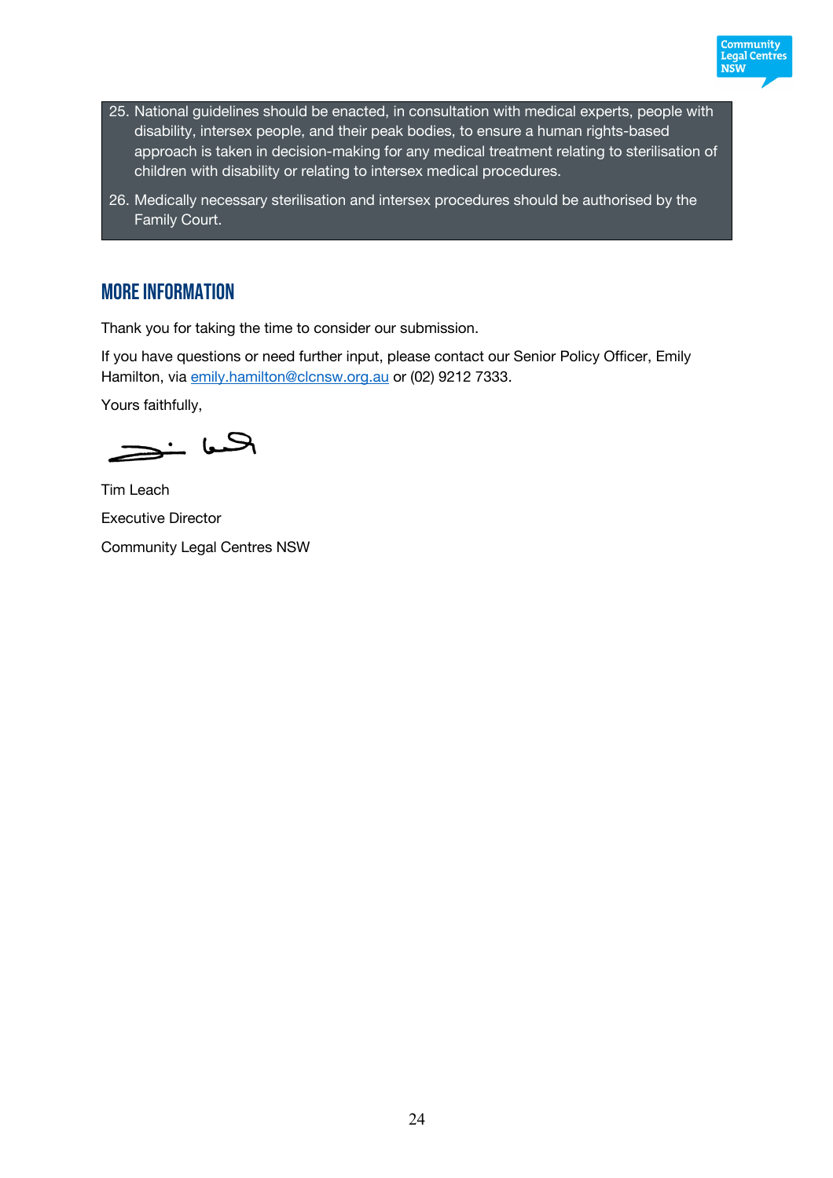25. National guidelines should be enacted, in consultation with medical experts, people with disability, intersex people, and their peak bodies, to ensure a human rights-based approach is taken in decision-making for any medical treatment relating to sterilisation of children with disability or relating to intersex medical procedures.
26. Medically necessary sterilisation and intersex procedures should be authorised by the Family Court.

## MORE INFORMATION

Thank you for taking the time to consider our submission.

If you have questions or need further input, please contact our Senior Policy Officer, Emily Hamilton, via emily.hamilton@clcnsw.org.au or (02) 9212 7333.

Yours faithfully,

Tim Leach

Executive Director

Community Legal Centres NSW